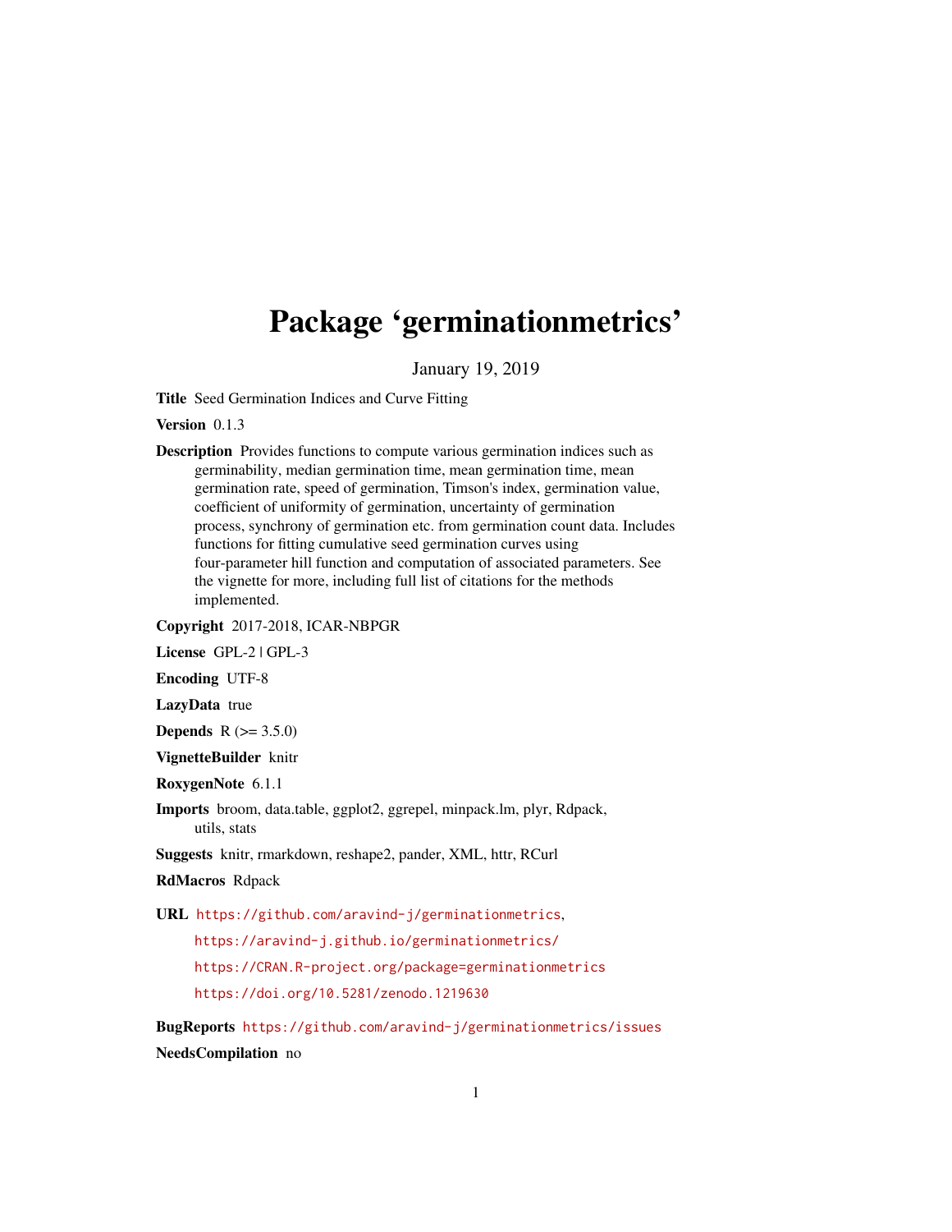# Package 'germinationmetrics'

January 19, 2019

**Title** Seed Germination Indices and Curve Fitting

**Version** 0.1.3

**Description** Provides functions to compute various germination indices such as germinability, median germination time, mean germination time, mean germination rate, speed of germination, Timson's index, germination value, coefficient of uniformity of germination, uncertainty of germination process, synchrony of germination etc. from germination count data. Includes functions for fitting cumulative seed germination curves using four-parameter hill function and computation of associated parameters. See the vignette for more, including full list of citations for the methods implemented.

**Copyright** 2017-2018, ICAR-NBPGR

**License** GPL-2 | GPL-3

**Encoding** UTF-8

**LazyData** true

**Depends** R (>= 3.5.0)

**VignetteBuilder** knitr

**RoxygenNote** 6.1.1

**Imports** broom, data.table, ggplot2, ggrepel, minpack.lm, plyr, Rdpack, utils, stats

**Suggests** knitr, rmarkdown, reshape2, pander, XML, httr, RCurl

**RdMacros** Rdpack

**URL** https://github.com/aravind-j/germinationmetrics,
https://aravind-j.github.io/germinationmetrics/
https://CRAN.R-project.org/package=germinationmetrics
https://doi.org/10.5281/zenodo.1219630

**BugReports** https://github.com/aravind-j/germinationmetrics/issues

**NeedsCompilation** no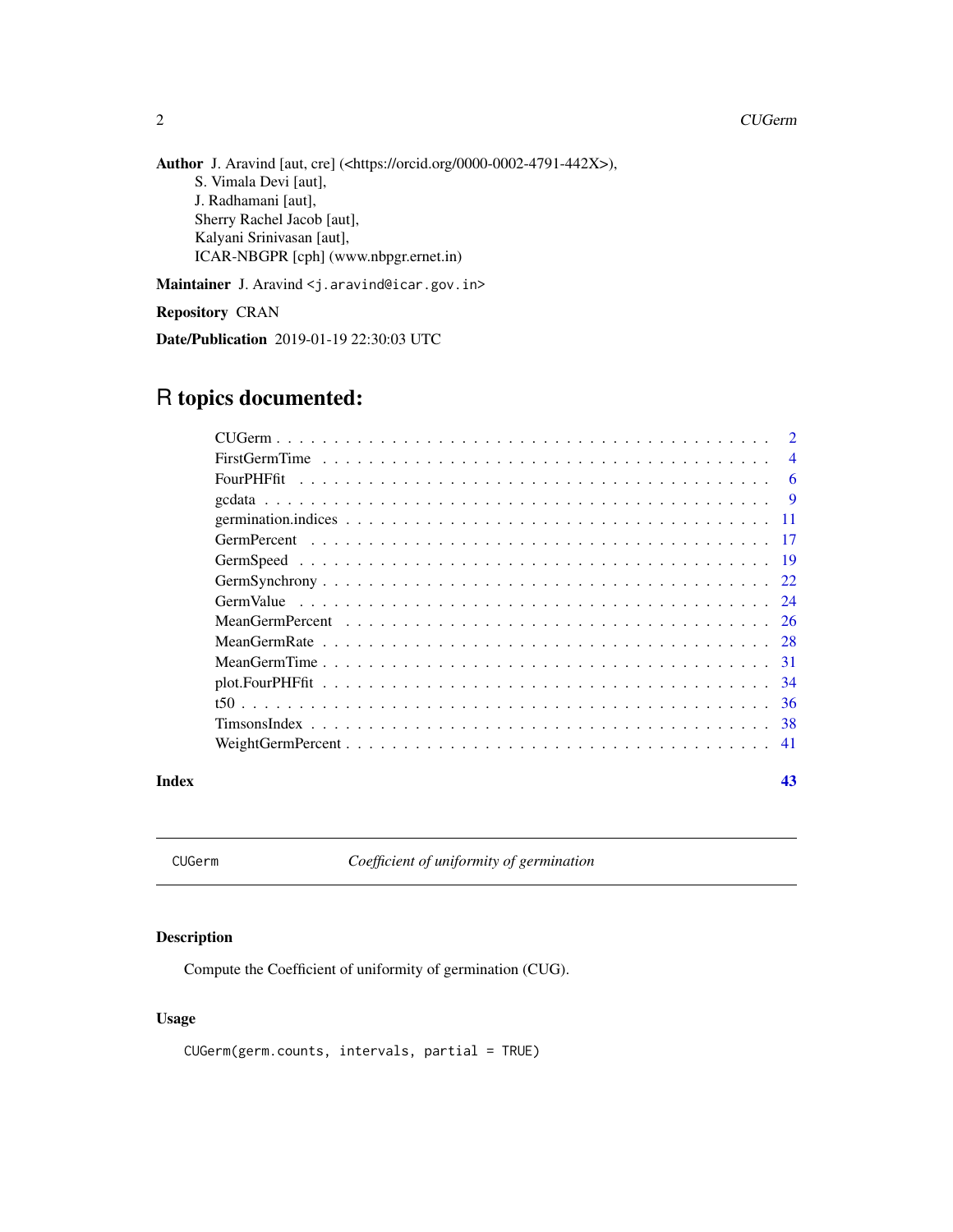**Author** J. Aravind [aut, cre] (<https://orcid.org/0000-0002-4791-442X>),
S. Vimala Devi [aut],
J. Radhamani [aut],
Sherry Rachel Jacob [aut],
Kalyani Srinivasan [aut],
ICAR-NBGPR [cph] (www.nbpgr.ernet.in)

**Maintainer** J. Aravind <j.aravind@icar.gov.in>

**Repository** CRAN

**Date/Publication** 2019-01-19 22:30:03 UTC

# R topics documented:

- CUGerm . . . 2
- FirstGermTime . . . 4
- FourPHFfit . . . 6
- gcdata . . . 9
- germination.indices . . . 11
- GermPercent . . . 17
- GermSpeed . . . 19
- GermSynchrony . . . 22
- GermValue . . . 24
- MeanGermPercent . . . 26
- MeanGermRate . . . 28
- MeanGermTime . . . 31
- plot.FourPHFfit . . . 34
- t50 . . . 36
- TimsonsIndex . . . 38
- WeightGermPercent . . . 41

**Index** **43**

---

`CUGerm` *Coefficient of uniformity of germination*

---

## Description

Compute the Coefficient of uniformity of germination (CUG).

## Usage

```
CUGerm(germ.counts, intervals, partial = TRUE)
```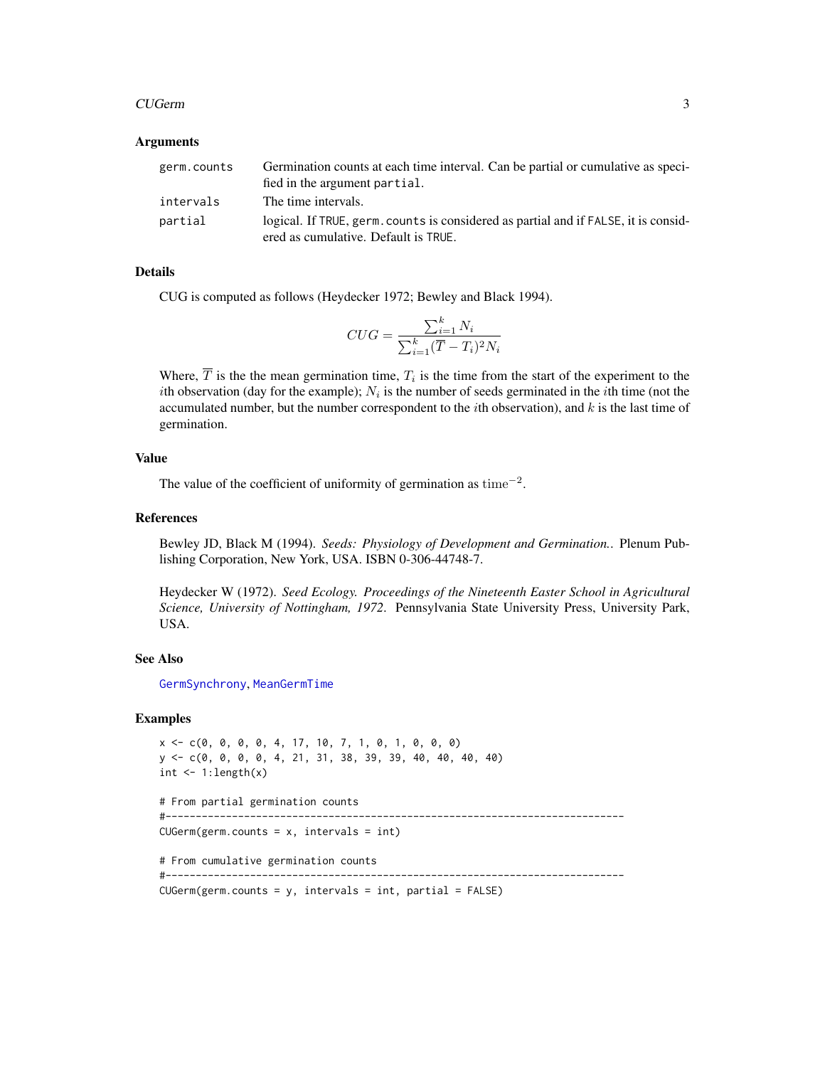## Arguments

| | |
|---|---|
| `germ.counts` | Germination counts at each time interval. Can be partial or cumulative as specified in the argument `partial`. |
| `intervals` | The time intervals. |
| `partial` | logical. If `TRUE`, `germ.counts` is considered as partial and if `FALSE`, it is considered as cumulative. Default is `TRUE`. |

## Details

CUG is computed as follows (Heydecker 1972; Bewley and Black 1994).

$$CUG = \frac{\sum_{i=1}^{k} N_i}{\sum_{i=1}^{k} (\overline{T} - T_i)^2 N_i}$$

Where, $\overline{T}$ is the the mean germination time, $T_i$ is the time from the start of the experiment to the $i$th observation (day for the example); $N_i$ is the number of seeds germinated in the $i$th time (not the accumulated number, but the number correspondent to the $i$th observation), and $k$ is the last time of germination.

## Value

The value of the coefficient of uniformity of germination as $\mathrm{time}^{-2}$.

## References

Bewley JD, Black M (1994). *Seeds: Physiology of Development and Germination.*. Plenum Publishing Corporation, New York, USA. ISBN 0-306-44748-7.

Heydecker W (1972). *Seed Ecology. Proceedings of the Nineteenth Easter School in Agricultural Science, University of Nottingham, 1972*. Pennsylvania State University Press, University Park, USA.

## See Also

GermSynchrony, MeanGermTime

## Examples

```
x <- c(0, 0, 0, 0, 4, 17, 10, 7, 1, 0, 1, 0, 0, 0)
y <- c(0, 0, 0, 0, 4, 21, 31, 38, 39, 39, 40, 40, 40, 40)
int <- 1:length(x)

# From partial germination counts
#----------------------------------------------------------------------------
CUGerm(germ.counts = x, intervals = int)

# From cumulative germination counts
#----------------------------------------------------------------------------
CUGerm(germ.counts = y, intervals = int, partial = FALSE)
```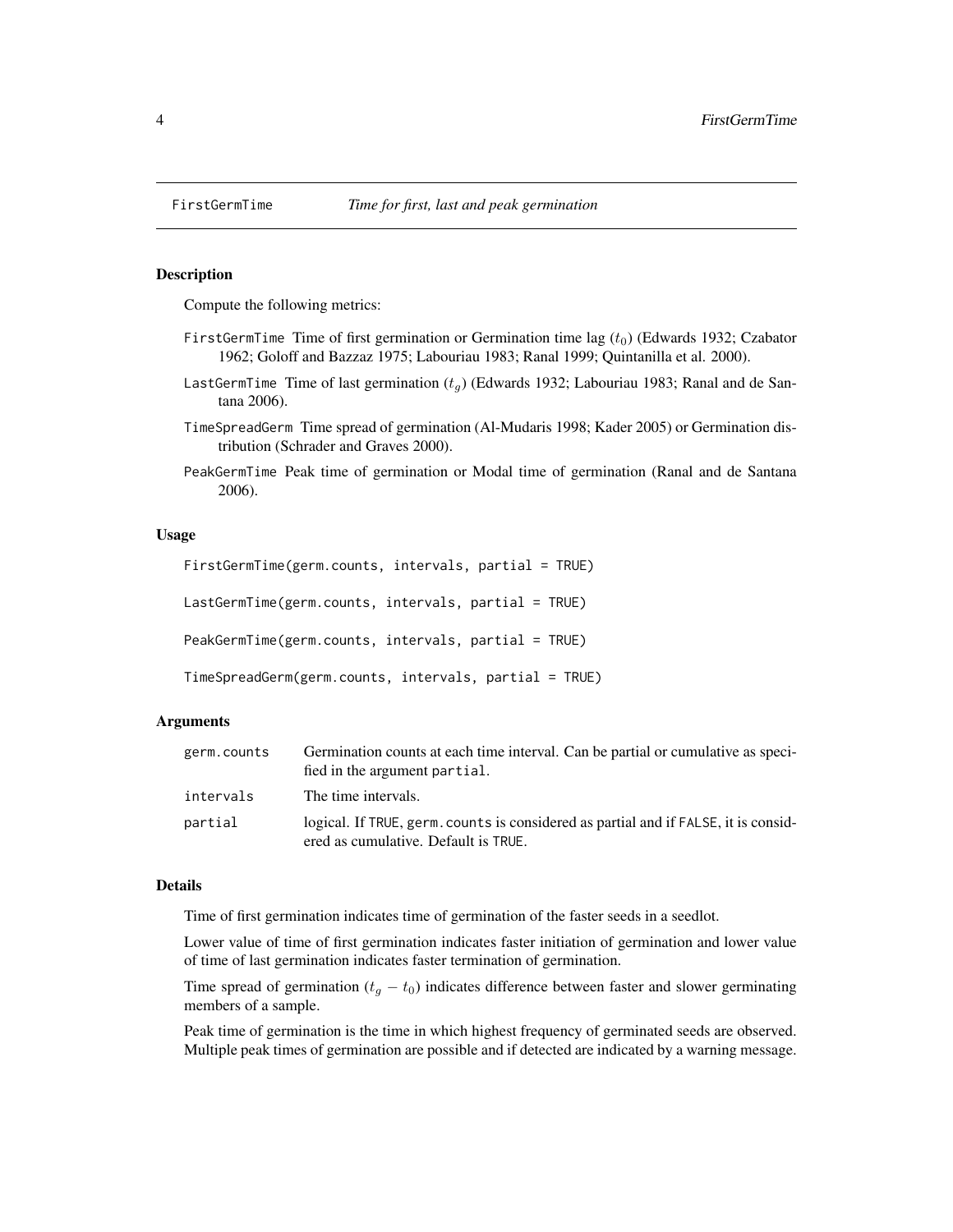# FirstGermTime *Time for first, last and peak germination*

## Description

Compute the following metrics:

- `FirstGermTime` Time of first germination or Germination time lag ($t_0$) (Edwards 1932; Czabator 1962; Goloff and Bazzaz 1975; Labouriau 1983; Ranal 1999; Quintanilla et al. 2000).
- `LastGermTime` Time of last germination ($t_g$) (Edwards 1932; Labouriau 1983; Ranal and de Santana 2006).
- `TimeSpreadGerm` Time spread of germination (Al-Mudaris 1998; Kader 2005) or Germination distribution (Schrader and Graves 2000).
- `PeakGermTime` Peak time of germination or Modal time of germination (Ranal and de Santana 2006).

## Usage

```
FirstGermTime(germ.counts, intervals, partial = TRUE)

LastGermTime(germ.counts, intervals, partial = TRUE)

PeakGermTime(germ.counts, intervals, partial = TRUE)

TimeSpreadGerm(germ.counts, intervals, partial = TRUE)
```

## Arguments

| | |
|---|---|
| `germ.counts` | Germination counts at each time interval. Can be partial or cumulative as specified in the argument `partial`. |
| `intervals` | The time intervals. |
| `partial` | logical. If `TRUE`, `germ.counts` is considered as partial and if `FALSE`, it is considered as cumulative. Default is `TRUE`. |

## Details

Time of first germination indicates time of germination of the faster seeds in a seedlot.

Lower value of time of first germination indicates faster initiation of germination and lower value of time of last germination indicates faster termination of germination.

Time spread of germination ($t_g - t_0$) indicates difference between faster and slower germinating members of a sample.

Peak time of germination is the time in which highest frequency of germinated seeds are observed. Multiple peak times of germination are possible and if detected are indicated by a warning message.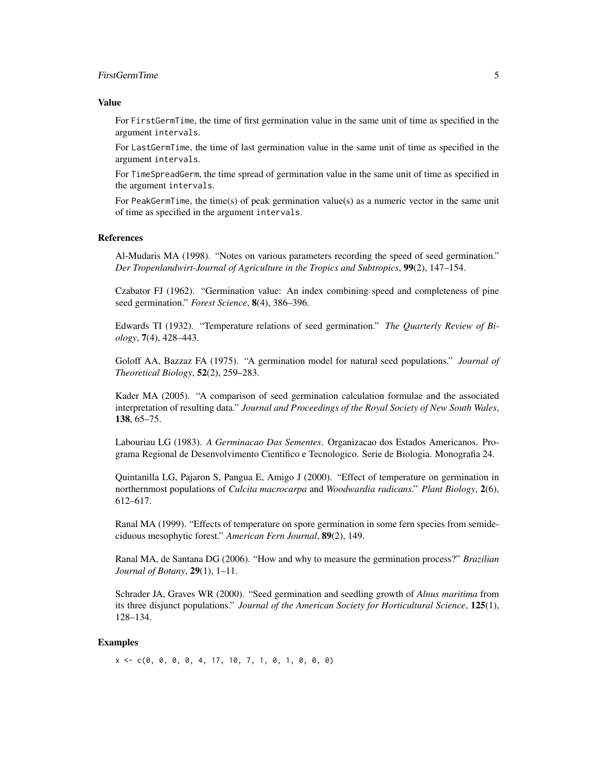### Value

For `FirstGermTime`, the time of first germination value in the same unit of time as specified in the argument `intervals`.

For `LastGermTime`, the time of last germination value in the same unit of time as specified in the argument `intervals`.

For `TimeSpreadGerm`, the time spread of germination value in the same unit of time as specified in the argument `intervals`.

For `PeakGermTime`, the time(s) of peak germination value(s) as a numeric vector in the same unit of time as specified in the argument `intervals`.

### References

Al-Mudaris MA (1998). "Notes on various parameters recording the speed of seed germination." *Der Tropenlandwirt-Journal of Agriculture in the Tropics and Subtropics*, **99**(2), 147–154.

Czabator FJ (1962). "Germination value: An index combining speed and completeness of pine seed germination." *Forest Science*, **8**(4), 386–396.

Edwards TI (1932). "Temperature relations of seed germination." *The Quarterly Review of Biology*, **7**(4), 428–443.

Goloff AA, Bazzaz FA (1975). "A germination model for natural seed populations." *Journal of Theoretical Biology*, **52**(2), 259–283.

Kader MA (2005). "A comparison of seed germination calculation formulae and the associated interpretation of resulting data." *Journal and Proceedings of the Royal Society of New South Wales*, **138**, 65–75.

Labouriau LG (1983). *A Germinacao Das Sementes*. Organizacao dos Estados Americanos. Programa Regional de Desenvolvimento Cientifico e Tecnologico. Serie de Biologia. Monografia 24.

Quintanilla LG, Pajaron S, Pangua E, Amigo J (2000). "Effect of temperature on germination in northernmost populations of *Culcita macrocarpa* and *Woodwardia radicans*." *Plant Biology*, **2**(6), 612–617.

Ranal MA (1999). "Effects of temperature on spore germination in some fern species from semideciduous mesophytic forest." *American Fern Journal*, **89**(2), 149.

Ranal MA, de Santana DG (2006). "How and why to measure the germination process?" *Brazilian Journal of Botany*, **29**(1), 1–11.

Schrader JA, Graves WR (2000). "Seed germination and seedling growth of *Alnus maritima* from its three disjunct populations." *Journal of the American Society for Horticultural Science*, **125**(1), 128–134.

### Examples

```
x <- c(0, 0, 0, 0, 4, 17, 10, 7, 1, 0, 1, 0, 0, 0)
```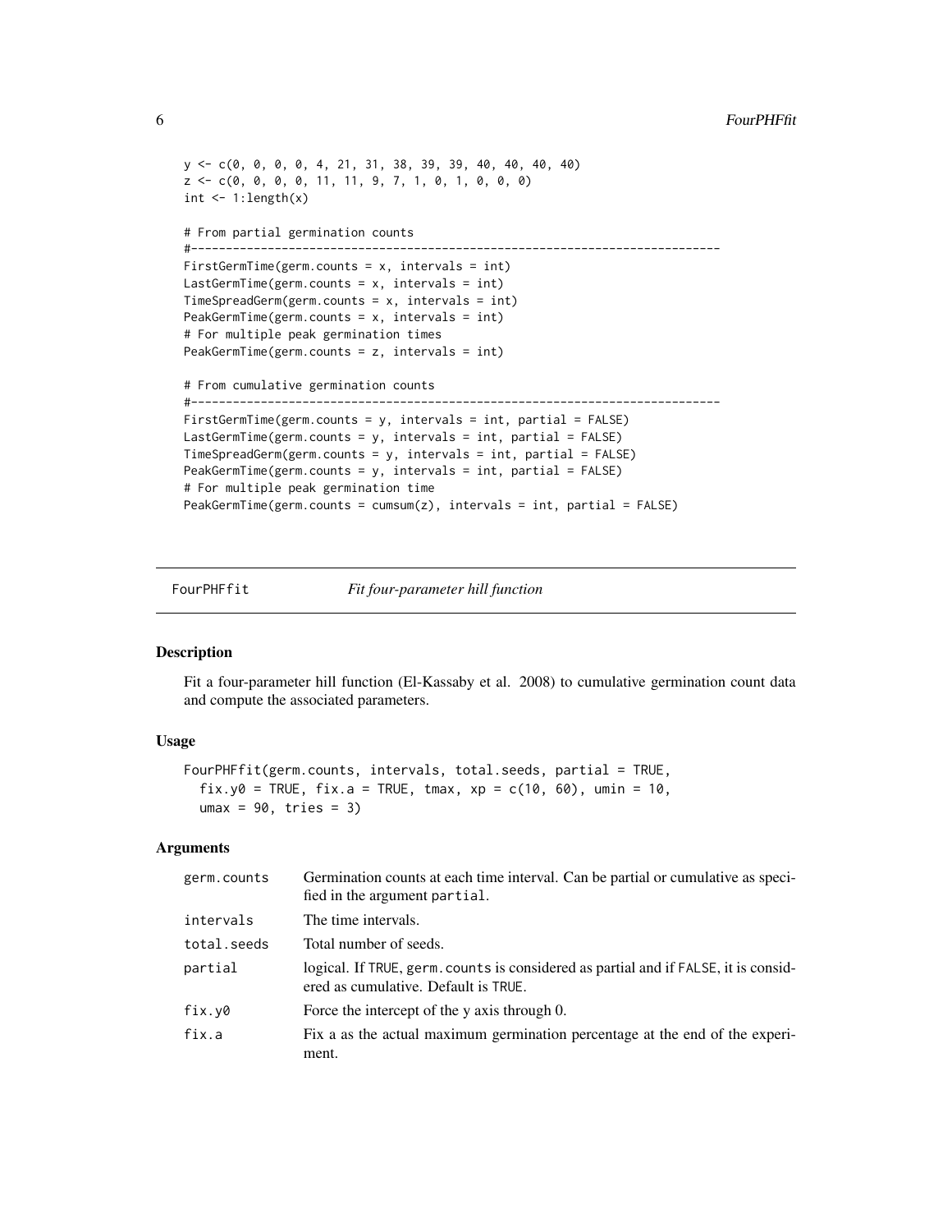```
y <- c(0, 0, 0, 0, 4, 21, 31, 38, 39, 39, 40, 40, 40, 40)
z <- c(0, 0, 0, 0, 11, 11, 9, 7, 1, 0, 1, 0, 0, 0)
int <- 1:length(x)

# From partial germination counts
#----------------------------------------------------------------------------
FirstGermTime(germ.counts = x, intervals = int)
LastGermTime(germ.counts = x, intervals = int)
TimeSpreadGerm(germ.counts = x, intervals = int)
PeakGermTime(germ.counts = x, intervals = int)
# For multiple peak germination times
PeakGermTime(germ.counts = z, intervals = int)

# From cumulative germination counts
#----------------------------------------------------------------------------
FirstGermTime(germ.counts = y, intervals = int, partial = FALSE)
LastGermTime(germ.counts = y, intervals = int, partial = FALSE)
TimeSpreadGerm(germ.counts = y, intervals = int, partial = FALSE)
PeakGermTime(germ.counts = y, intervals = int, partial = FALSE)
# For multiple peak germination time
PeakGermTime(germ.counts = cumsum(z), intervals = int, partial = FALSE)
```

## FourPHFfit — *Fit four-parameter hill function*

### Description

Fit a four-parameter hill function (El-Kassaby et al. 2008) to cumulative germination count data and compute the associated parameters.

### Usage

```
FourPHFfit(germ.counts, intervals, total.seeds, partial = TRUE,
  fix.y0 = TRUE, fix.a = TRUE, tmax, xp = c(10, 60), umin = 10,
  umax = 90, tries = 3)
```

### Arguments

| | |
|---|---|
| germ.counts | Germination counts at each time interval. Can be partial or cumulative as specified in the argument partial. |
| intervals | The time intervals. |
| total.seeds | Total number of seeds. |
| partial | logical. If TRUE, germ.counts is considered as partial and if FALSE, it is considered as cumulative. Default is TRUE. |
| fix.y0 | Force the intercept of the y axis through 0. |
| fix.a | Fix a as the actual maximum germination percentage at the end of the experiment. |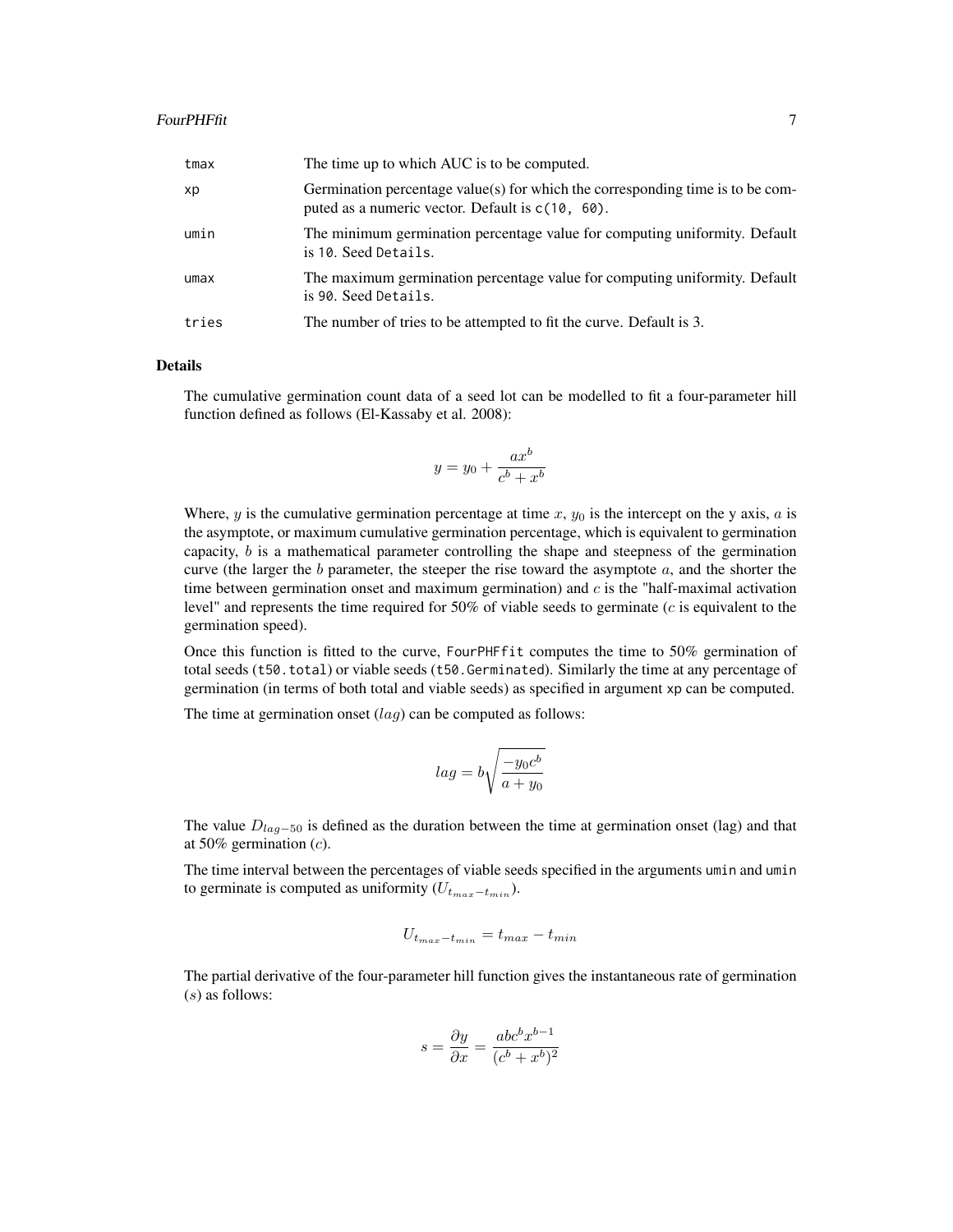| | |
|---|---|
| tmax | The time up to which AUC is to be computed. |
| xp | Germination percentage value(s) for which the corresponding time is to be computed as a numeric vector. Default is `c(10, 60)`. |
| umin | The minimum germination percentage value for computing uniformity. Default is `10`. Seed `Details`. |
| umax | The maximum germination percentage value for computing uniformity. Default is `90`. Seed `Details`. |
| tries | The number of tries to be attempted to fit the curve. Default is 3. |

## Details

The cumulative germination count data of a seed lot can be modelled to fit a four-parameter hill function defined as follows (El-Kassaby et al. 2008):

$$y = y_0 + \frac{ax^b}{c^b + x^b}$$

Where, $y$ is the cumulative germination percentage at time $x$, $y_0$ is the intercept on the y axis, $a$ is the asymptote, or maximum cumulative germination percentage, which is equivalent to germination capacity, $b$ is a mathematical parameter controlling the shape and steepness of the germination curve (the larger the $b$ parameter, the steeper the rise toward the asymptote $a$, and the shorter the time between germination onset and maximum germination) and $c$ is the "half-maximal activation level" and represents the time required for 50% of viable seeds to germinate ($c$ is equivalent to the germination speed).

Once this function is fitted to the curve, `FourPHFfit` computes the time to 50% germination of total seeds (`t50.total`) or viable seeds (`t50.Germinated`). Similarly the time at any percentage of germination (in terms of both total and viable seeds) as specified in argument `xp` can be computed.

The time at germination onset ($lag$) can be computed as follows:

$$lag = b\sqrt{\frac{-y_0 c^b}{a + y_0}}$$

The value $D_{lag-50}$ is defined as the duration between the time at germination onset (lag) and that at 50% germination ($c$).

The time interval between the percentages of viable seeds specified in the arguments `umin` and `umin` to germinate is computed as uniformity ($U_{t_{max}-t_{min}}$).

$$U_{t_{max}-t_{min}} = t_{max} - t_{min}$$

The partial derivative of the four-parameter hill function gives the instantaneous rate of germination ($s$) as follows:

$$s = \frac{\partial y}{\partial x} = \frac{abc^b x^{b-1}}{(c^b + x^b)^2}$$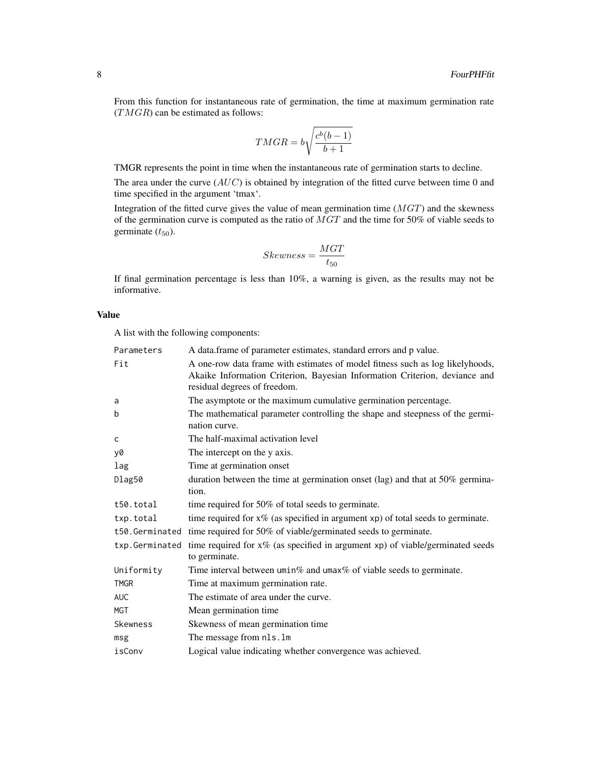From this function for instantaneous rate of germination, the time at maximum germination rate ($TMGR$) can be estimated as follows:

$$TMGR = b\sqrt{\frac{c^b(b-1)}{b+1}}$$

TMGR represents the point in time when the instantaneous rate of germination starts to decline.

The area under the curve ($AUC$) is obtained by integration of the fitted curve between time 0 and time specified in the argument 'tmax'.

Integration of the fitted curve gives the value of mean germination time ($MGT$) and the skewness of the germination curve is computed as the ratio of $MGT$ and the time for 50% of viable seeds to germinate ($t_{50}$).

$$Skewness = \frac{MGT}{t_{50}}$$

If final germination percentage is less than 10%, a warning is given, as the results may not be informative.

## Value

A list with the following components:

| | |
|---|---|
| `Parameters` | A data.frame of parameter estimates, standard errors and p value. |
| `Fit` | A one-row data frame with estimates of model fitness such as log likelyhoods, Akaike Information Criterion, Bayesian Information Criterion, deviance and residual degrees of freedom. |
| `a` | The asymptote or the maximum cumulative germination percentage. |
| `b` | The mathematical parameter controlling the shape and steepness of the germination curve. |
| `c` | The half-maximal activation level |
| `y0` | The intercept on the y axis. |
| `lag` | Time at germination onset |
| `Dlag50` | duration between the time at germination onset (lag) and that at 50% germination. |
| `t50.total` | time required for 50% of total seeds to germinate. |
| `txp.total` | time required for x% (as specified in argument `xp`) of total seeds to germinate. |
| `t50.Germinated` | time required for 50% of viable/germinated seeds to germinate. |
| `txp.Germinated` | time required for x% (as specified in argument `xp`) of viable/germinated seeds to germinate. |
| `Uniformity` | Time interval between `umin`% and `umax`% of viable seeds to germinate. |
| `TMGR` | Time at maximum germination rate. |
| `AUC` | The estimate of area under the curve. |
| `MGT` | Mean germination time |
| `Skewness` | Skewness of mean germination time |
| `msg` | The message from `nls.lm` |
| `isConv` | Logical value indicating whether convergence was achieved. |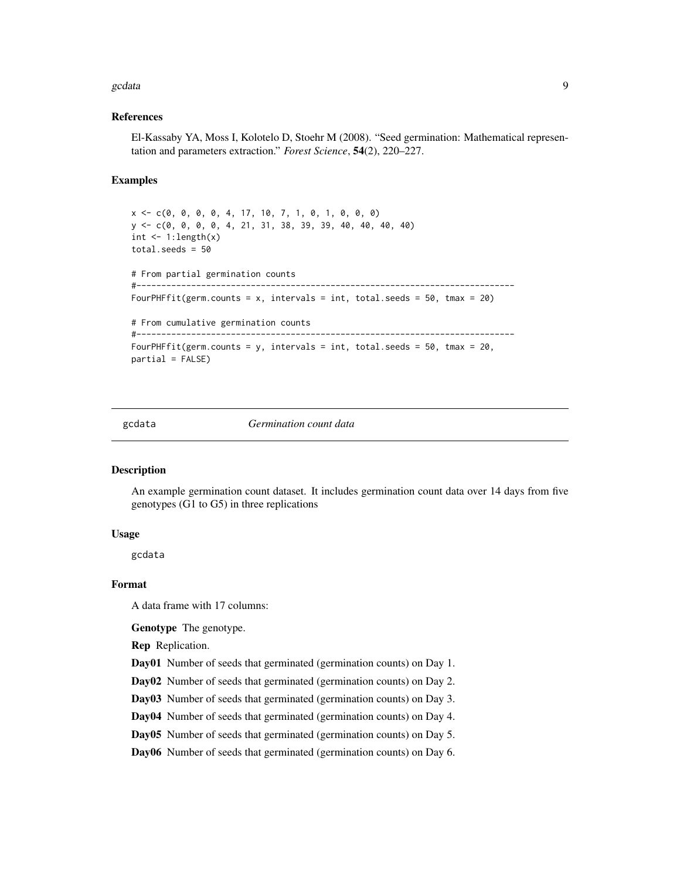### References

El-Kassaby YA, Moss I, Kolotelo D, Stoehr M (2008). "Seed germination: Mathematical representation and parameters extraction." *Forest Science*, **54**(2), 220–227.

### Examples

```
x <- c(0, 0, 0, 0, 4, 17, 10, 7, 1, 0, 1, 0, 0, 0)
y <- c(0, 0, 0, 0, 4, 21, 31, 38, 39, 39, 40, 40, 40, 40)
int <- 1:length(x)
total.seeds = 50

# From partial germination counts
#----------------------------------------------------------------------------
FourPHFfit(germ.counts = x, intervals = int, total.seeds = 50, tmax = 20)

# From cumulative germination counts
#----------------------------------------------------------------------------
FourPHFfit(germ.counts = y, intervals = int, total.seeds = 50, tmax = 20,
partial = FALSE)
```

---

## gcdata *Germination count data*

### Description

An example germination count dataset. It includes germination count data over 14 days from five genotypes (G1 to G5) in three replications

### Usage

gcdata

### Format

A data frame with 17 columns:

**Genotype** The genotype.

**Rep** Replication.

**Day01** Number of seeds that germinated (germination counts) on Day 1.

**Day02** Number of seeds that germinated (germination counts) on Day 2.

**Day03** Number of seeds that germinated (germination counts) on Day 3.

**Day04** Number of seeds that germinated (germination counts) on Day 4.

**Day05** Number of seeds that germinated (germination counts) on Day 5.

**Day06** Number of seeds that germinated (germination counts) on Day 6.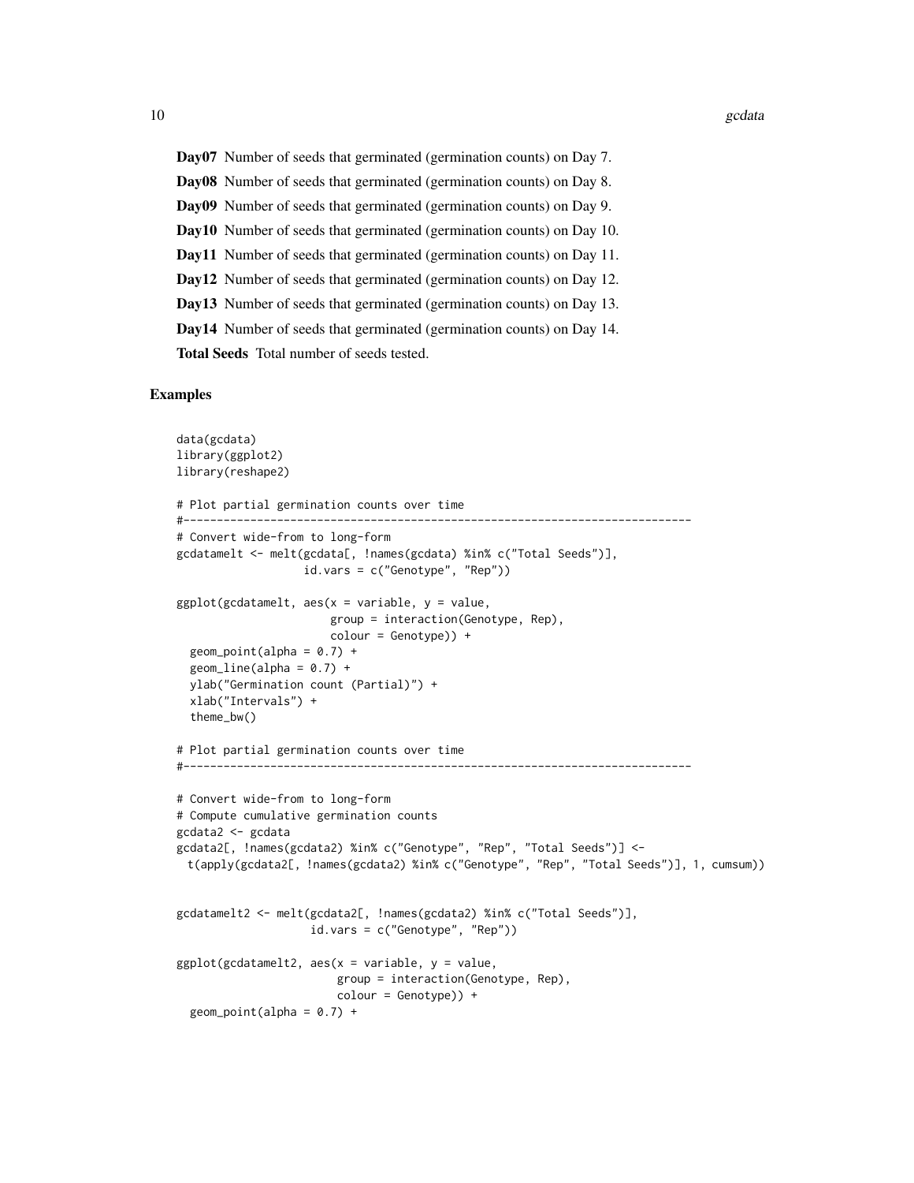**Day07** Number of seeds that germinated (germination counts) on Day 7.

**Day08** Number of seeds that germinated (germination counts) on Day 8.

**Day09** Number of seeds that germinated (germination counts) on Day 9.

**Day10** Number of seeds that germinated (germination counts) on Day 10.

**Day11** Number of seeds that germinated (germination counts) on Day 11.

**Day12** Number of seeds that germinated (germination counts) on Day 12.

**Day13** Number of seeds that germinated (germination counts) on Day 13.

**Day14** Number of seeds that germinated (germination counts) on Day 14.

**Total Seeds** Total number of seeds tested.

## Examples

```
data(gcdata)
library(ggplot2)
library(reshape2)

# Plot partial germination counts over time
#----------------------------------------------------------------------------
# Convert wide-from to long-form
gcdatamelt <- melt(gcdata[, !names(gcdata) %in% c("Total Seeds")],
                   id.vars = c("Genotype", "Rep"))

ggplot(gcdatamelt, aes(x = variable, y = value,
                       group = interaction(Genotype, Rep),
                       colour = Genotype)) +
  geom_point(alpha = 0.7) +
  geom_line(alpha = 0.7) +
  ylab("Germination count (Partial)") +
  xlab("Intervals") +
  theme_bw()

# Plot partial germination counts over time
#----------------------------------------------------------------------------

# Convert wide-from to long-form
# Compute cumulative germination counts
gcdata2 <- gcdata
gcdata2[, !names(gcdata2) %in% c("Genotype", "Rep", "Total Seeds")] <-
  t(apply(gcdata2[, !names(gcdata2) %in% c("Genotype", "Rep", "Total Seeds")], 1, cumsum))


gcdatamelt2 <- melt(gcdata2[, !names(gcdata2) %in% c("Total Seeds")],
                    id.vars = c("Genotype", "Rep"))

ggplot(gcdatamelt2, aes(x = variable, y = value,
                        group = interaction(Genotype, Rep),
                        colour = Genotype)) +
  geom_point(alpha = 0.7) +
```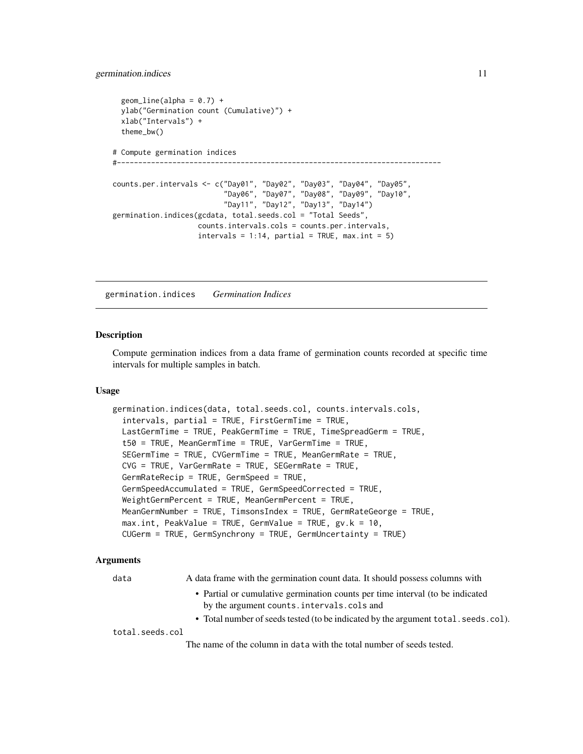```
  geom_line(alpha = 0.7) +
  ylab("Germination count (Cumulative)") +
  xlab("Intervals") +
  theme_bw()

# Compute germination indices
#----------------------------------------------------------------------------

counts.per.intervals <- c("Day01", "Day02", "Day03", "Day04", "Day05",
                          "Day06", "Day07", "Day08", "Day09", "Day10",
                          "Day11", "Day12", "Day13", "Day14")
germination.indices(gcdata, total.seeds.col = "Total Seeds",
                    counts.intervals.cols = counts.per.intervals,
                    intervals = 1:14, partial = TRUE, max.int = 5)
```

---

germination.indices *Germination Indices*

---

## Description

Compute germination indices from a data frame of germination counts recorded at specific time intervals for multiple samples in batch.

## Usage

```
germination.indices(data, total.seeds.col, counts.intervals.cols,
  intervals, partial = TRUE, FirstGermTime = TRUE,
  LastGermTime = TRUE, PeakGermTime = TRUE, TimeSpreadGerm = TRUE,
  t50 = TRUE, MeanGermTime = TRUE, VarGermTime = TRUE,
  SEGermTime = TRUE, CVGermTime = TRUE, MeanGermRate = TRUE,
  CVG = TRUE, VarGermRate = TRUE, SEGermRate = TRUE,
  GermRateRecip = TRUE, GermSpeed = TRUE,
  GermSpeedAccumulated = TRUE, GermSpeedCorrected = TRUE,
  WeightGermPercent = TRUE, MeanGermPercent = TRUE,
  MeanGermNumber = TRUE, TimsonsIndex = TRUE, GermRateGeorge = TRUE,
  max.int, PeakValue = TRUE, GermValue = TRUE, gv.k = 10,
  CUGerm = TRUE, GermSynchrony = TRUE, GermUncertainty = TRUE)
```

## Arguments

`data` A data frame with the germination count data. It should possess columns with

- Partial or cumulative germination counts per time interval (to be indicated by the argument `counts.intervals.cols` and
- Total number of seeds tested (to be indicated by the argument `total.seeds.col`).

`total.seeds.col` The name of the column in `data` with the total number of seeds tested.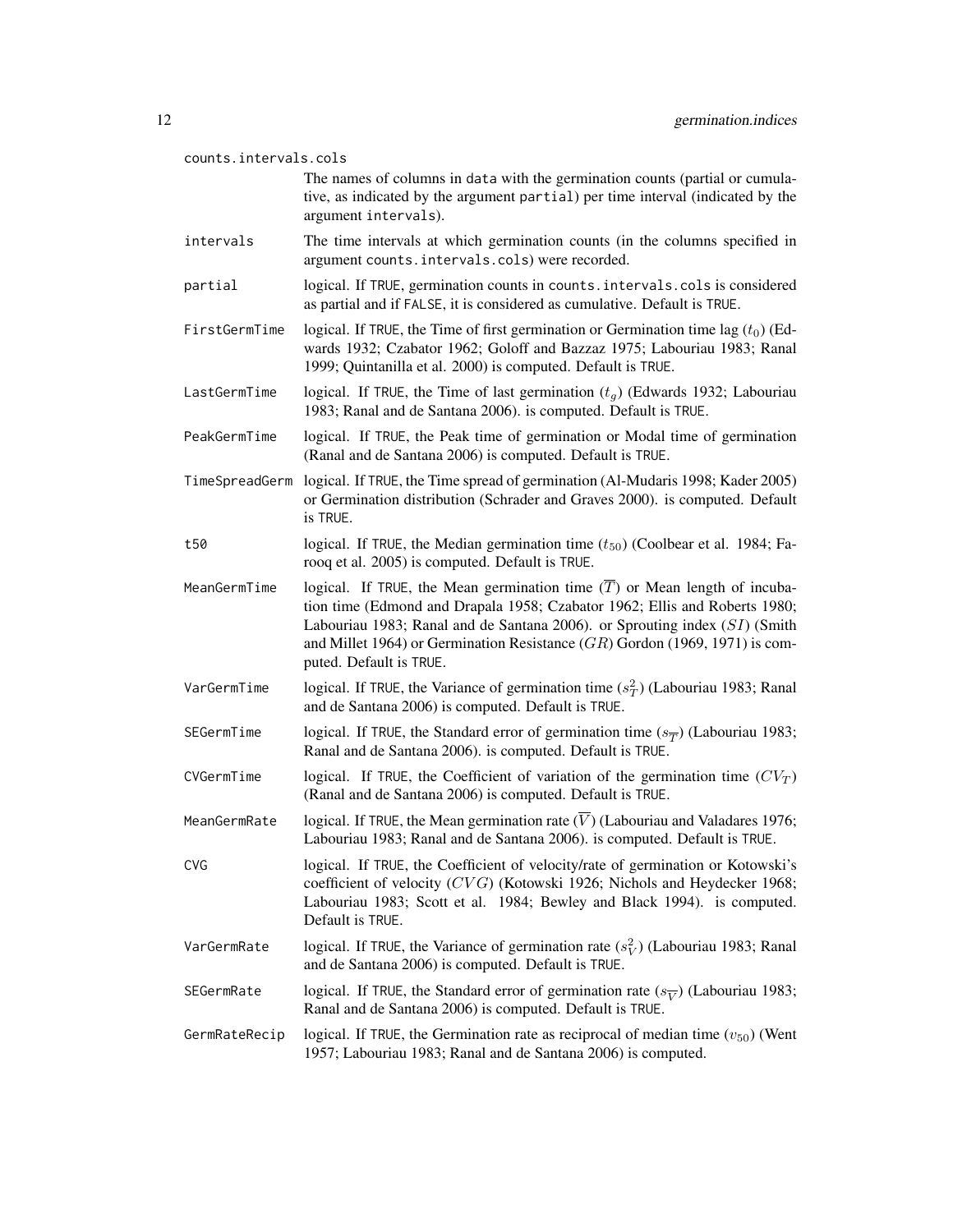`counts.intervals.cols`
: The names of columns in data with the germination counts (partial or cumulative, as indicated by the argument partial) per time interval (indicated by the argument intervals).

`intervals`
: The time intervals at which germination counts (in the columns specified in argument counts.intervals.cols) were recorded.

`partial`
: logical. If TRUE, germination counts in counts.intervals.cols is considered as partial and if FALSE, it is considered as cumulative. Default is TRUE.

`FirstGermTime`
: logical. If TRUE, the Time of first germination or Germination time lag ($t_0$) (Edwards 1932; Czabator 1962; Goloff and Bazzaz 1975; Labouriau 1983; Ranal 1999; Quintanilla et al. 2000) is computed. Default is TRUE.

`LastGermTime`
: logical. If TRUE, the Time of last germination ($t_g$) (Edwards 1932; Labouriau 1983; Ranal and de Santana 2006). is computed. Default is TRUE.

`PeakGermTime`
: logical. If TRUE, the Peak time of germination or Modal time of germination (Ranal and de Santana 2006) is computed. Default is TRUE.

`TimeSpreadGerm`
: logical. If TRUE, the Time spread of germination (Al-Mudaris 1998; Kader 2005) or Germination distribution (Schrader and Graves 2000). is computed. Default is TRUE.

`t50`
: logical. If TRUE, the Median germination time ($t_{50}$) (Coolbear et al. 1984; Farooq et al. 2005) is computed. Default is TRUE.

`MeanGermTime`
: logical. If TRUE, the Mean germination time ($\overline{T}$) or Mean length of incubation time (Edmond and Drapala 1958; Czabator 1962; Ellis and Roberts 1980; Labouriau 1983; Ranal and de Santana 2006). or Sprouting index ($SI$) (Smith and Millet 1964) or Germination Resistance ($GR$) Gordon (1969, 1971) is computed. Default is TRUE.

`VarGermTime`
: logical. If TRUE, the Variance of germination time ($s_T^2$) (Labouriau 1983; Ranal and de Santana 2006) is computed. Default is TRUE.

`SEGermTime`
: logical. If TRUE, the Standard error of germination time ($s_{\overline{T}}$) (Labouriau 1983; Ranal and de Santana 2006). is computed. Default is TRUE.

`CVGermTime`
: logical. If TRUE, the Coefficient of variation of the germination time ($CV_T$) (Ranal and de Santana 2006) is computed. Default is TRUE.

`MeanGermRate`
: logical. If TRUE, the Mean germination rate ($\overline{V}$) (Labouriau and Valadares 1976; Labouriau 1983; Ranal and de Santana 2006). is computed. Default is TRUE.

`CVG`
: logical. If TRUE, the Coefficient of velocity/rate of germination or Kotowski's coefficient of velocity ($CVG$) (Kotowski 1926; Nichols and Heydecker 1968; Labouriau 1983; Scott et al. 1984; Bewley and Black 1994). is computed. Default is TRUE.

`VarGermRate`
: logical. If TRUE, the Variance of germination rate ($s_V^2$) (Labouriau 1983; Ranal and de Santana 2006) is computed. Default is TRUE.

`SEGermRate`
: logical. If TRUE, the Standard error of germination rate ($s_{\overline{V}}$) (Labouriau 1983; Ranal and de Santana 2006) is computed. Default is TRUE.

`GermRateRecip`
: logical. If TRUE, the Germination rate as reciprocal of median time ($v_{50}$) (Went 1957; Labouriau 1983; Ranal and de Santana 2006) is computed.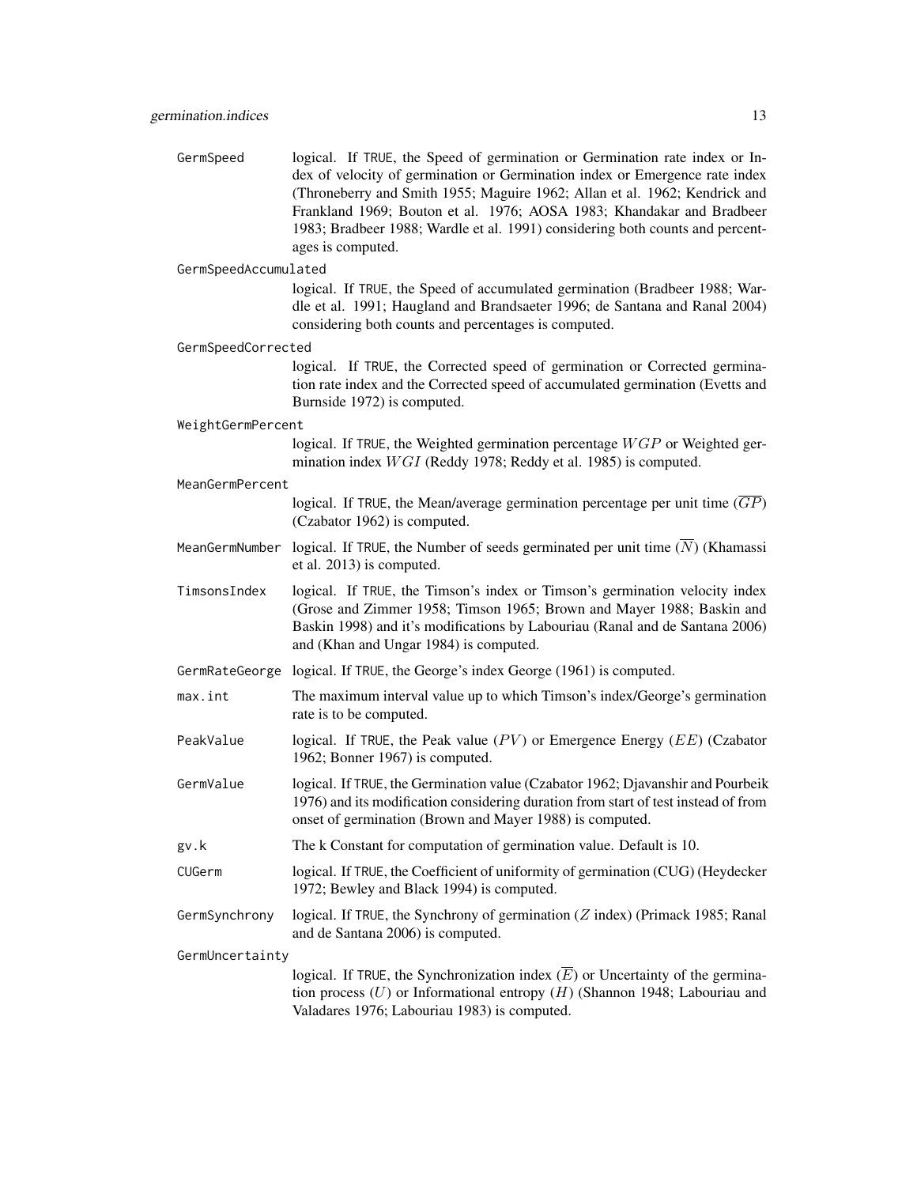`GermSpeed` logical. If TRUE, the Speed of germination or Germination rate index or Index of velocity of germination or Germination index or Emergence rate index (Throneberry and Smith 1955; Maguire 1962; Allan et al. 1962; Kendrick and Frankland 1969; Bouton et al. 1976; AOSA 1983; Khandakar and Bradbeer 1983; Bradbeer 1988; Wardle et al. 1991) considering both counts and percentages is computed.

`GermSpeedAccumulated` logical. If TRUE, the Speed of accumulated germination (Bradbeer 1988; Wardle et al. 1991; Haugland and Brandsaeter 1996; de Santana and Ranal 2004) considering both counts and percentages is computed.

`GermSpeedCorrected` logical. If TRUE, the Corrected speed of germination or Corrected germination rate index and the Corrected speed of accumulated germination (Evetts and Burnside 1972) is computed.

`WeightGermPercent` logical. If TRUE, the Weighted germination percentage $WGP$ or Weighted germination index $WGI$ (Reddy 1978; Reddy et al. 1985) is computed.

`MeanGermPercent` logical. If TRUE, the Mean/average germination percentage per unit time ($\overline{GP}$) (Czabator 1962) is computed.

`MeanGermNumber` logical. If TRUE, the Number of seeds germinated per unit time ($\overline{N}$) (Khamassi et al. 2013) is computed.

`TimsonsIndex` logical. If TRUE, the Timson's index or Timson's germination velocity index (Grose and Zimmer 1958; Timson 1965; Brown and Mayer 1988; Baskin and Baskin 1998) and it's modifications by Labouriau (Ranal and de Santana 2006) and (Khan and Ungar 1984) is computed.

`GermRateGeorge` logical. If TRUE, the George's index George (1961) is computed.

`max.int` The maximum interval value up to which Timson's index/George's germination rate is to be computed.

`PeakValue` logical. If TRUE, the Peak value ($PV$) or Emergence Energy ($EE$) (Czabator 1962; Bonner 1967) is computed.

`GermValue` logical. If TRUE, the Germination value (Czabator 1962; Djavanshir and Pourbeik 1976) and its modification considering duration from start of test instead of from onset of germination (Brown and Mayer 1988) is computed.

`gv.k` The k Constant for computation of germination value. Default is 10.

`CUGerm` logical. If TRUE, the Coefficient of uniformity of germination (CUG) (Heydecker 1972; Bewley and Black 1994) is computed.

`GermSynchrony` logical. If TRUE, the Synchrony of germination ($Z$ index) (Primack 1985; Ranal and de Santana 2006) is computed.

`GermUncertainty` logical. If TRUE, the Synchronization index ($\overline{E}$) or Uncertainty of the germination process ($U$) or Informational entropy ($H$) (Shannon 1948; Labouriau and Valadares 1976; Labouriau 1983) is computed.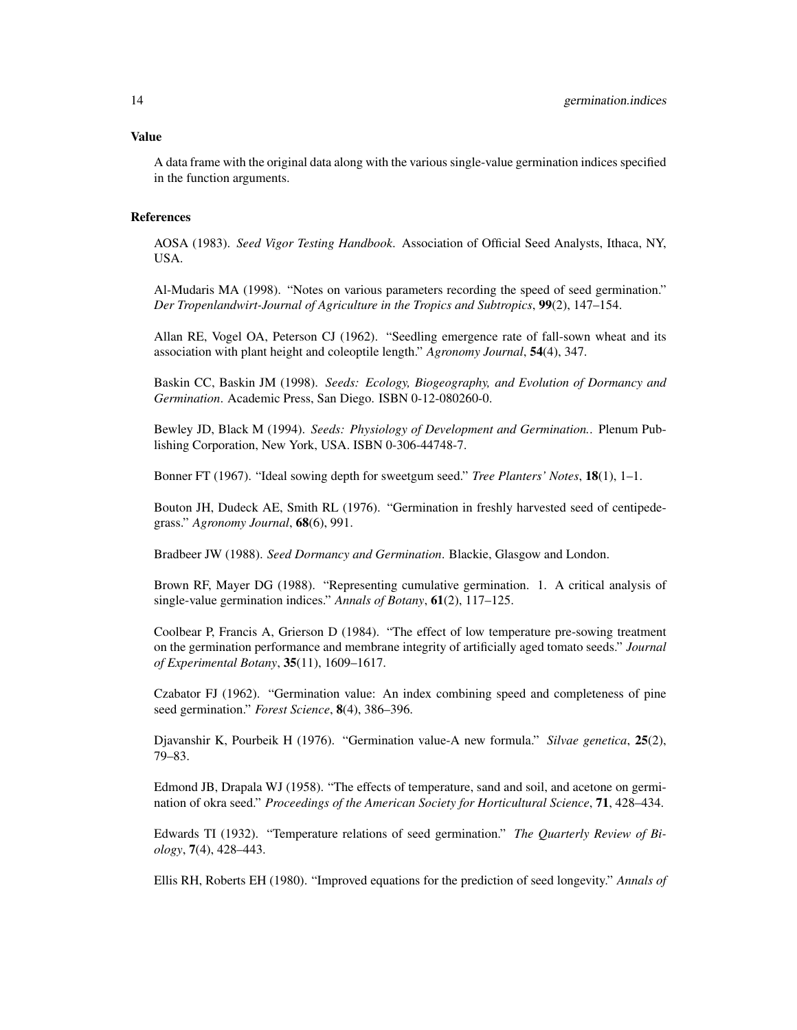### Value

A data frame with the original data along with the various single-value germination indices specified in the function arguments.

### References

AOSA (1983). *Seed Vigor Testing Handbook*. Association of Official Seed Analysts, Ithaca, NY, USA.

Al-Mudaris MA (1998). "Notes on various parameters recording the speed of seed germination." *Der Tropenlandwirt-Journal of Agriculture in the Tropics and Subtropics*, **99**(2), 147–154.

Allan RE, Vogel OA, Peterson CJ (1962). "Seedling emergence rate of fall-sown wheat and its association with plant height and coleoptile length." *Agronomy Journal*, **54**(4), 347.

Baskin CC, Baskin JM (1998). *Seeds: Ecology, Biogeography, and Evolution of Dormancy and Germination*. Academic Press, San Diego. ISBN 0-12-080260-0.

Bewley JD, Black M (1994). *Seeds: Physiology of Development and Germination.*. Plenum Publishing Corporation, New York, USA. ISBN 0-306-44748-7.

Bonner FT (1967). "Ideal sowing depth for sweetgum seed." *Tree Planters' Notes*, **18**(1), 1–1.

Bouton JH, Dudeck AE, Smith RL (1976). "Germination in freshly harvested seed of centipedegrass." *Agronomy Journal*, **68**(6), 991.

Bradbeer JW (1988). *Seed Dormancy and Germination*. Blackie, Glasgow and London.

Brown RF, Mayer DG (1988). "Representing cumulative germination. 1. A critical analysis of single-value germination indices." *Annals of Botany*, **61**(2), 117–125.

Coolbear P, Francis A, Grierson D (1984). "The effect of low temperature pre-sowing treatment on the germination performance and membrane integrity of artificially aged tomato seeds." *Journal of Experimental Botany*, **35**(11), 1609–1617.

Czabator FJ (1962). "Germination value: An index combining speed and completeness of pine seed germination." *Forest Science*, **8**(4), 386–396.

Djavanshir K, Pourbeik H (1976). "Germination value-A new formula." *Silvae genetica*, **25**(2), 79–83.

Edmond JB, Drapala WJ (1958). "The effects of temperature, sand and soil, and acetone on germination of okra seed." *Proceedings of the American Society for Horticultural Science*, **71**, 428–434.

Edwards TI (1932). "Temperature relations of seed germination." *The Quarterly Review of Biology*, **7**(4), 428–443.

Ellis RH, Roberts EH (1980). "Improved equations for the prediction of seed longevity." *Annals of*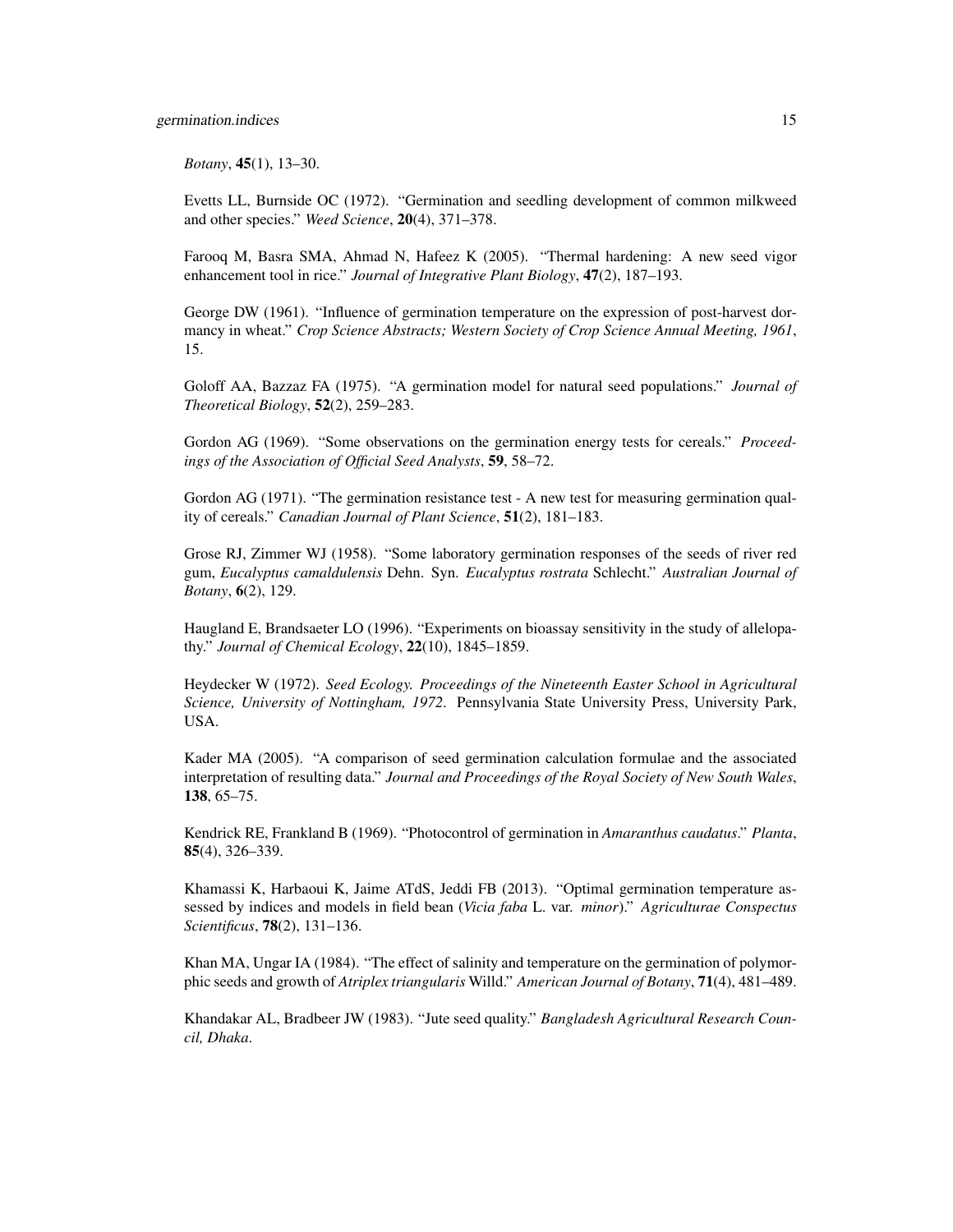*Botany*, **45**(1), 13–30.

Evetts LL, Burnside OC (1972). "Germination and seedling development of common milkweed and other species." *Weed Science*, **20**(4), 371–378.

Farooq M, Basra SMA, Ahmad N, Hafeez K (2005). "Thermal hardening: A new seed vigor enhancement tool in rice." *Journal of Integrative Plant Biology*, **47**(2), 187–193.

George DW (1961). "Influence of germination temperature on the expression of post-harvest dormancy in wheat." *Crop Science Abstracts; Western Society of Crop Science Annual Meeting, 1961*, 15.

Goloff AA, Bazzaz FA (1975). "A germination model for natural seed populations." *Journal of Theoretical Biology*, **52**(2), 259–283.

Gordon AG (1969). "Some observations on the germination energy tests for cereals." *Proceedings of the Association of Official Seed Analysts*, **59**, 58–72.

Gordon AG (1971). "The germination resistance test - A new test for measuring germination quality of cereals." *Canadian Journal of Plant Science*, **51**(2), 181–183.

Grose RJ, Zimmer WJ (1958). "Some laboratory germination responses of the seeds of river red gum, *Eucalyptus camaldulensis* Dehn. Syn. *Eucalyptus rostrata* Schlecht." *Australian Journal of Botany*, **6**(2), 129.

Haugland E, Brandsaeter LO (1996). "Experiments on bioassay sensitivity in the study of allelopathy." *Journal of Chemical Ecology*, **22**(10), 1845–1859.

Heydecker W (1972). *Seed Ecology. Proceedings of the Nineteenth Easter School in Agricultural Science, University of Nottingham, 1972*. Pennsylvania State University Press, University Park, USA.

Kader MA (2005). "A comparison of seed germination calculation formulae and the associated interpretation of resulting data." *Journal and Proceedings of the Royal Society of New South Wales*, **138**, 65–75.

Kendrick RE, Frankland B (1969). "Photocontrol of germination in *Amaranthus caudatus*." *Planta*, **85**(4), 326–339.

Khamassi K, Harbaoui K, Jaime ATdS, Jeddi FB (2013). "Optimal germination temperature assessed by indices and models in field bean (*Vicia faba* L. var. *minor*)." *Agriculturae Conspectus Scientificus*, **78**(2), 131–136.

Khan MA, Ungar IA (1984). "The effect of salinity and temperature on the germination of polymorphic seeds and growth of *Atriplex triangularis* Willd." *American Journal of Botany*, **71**(4), 481–489.

Khandakar AL, Bradbeer JW (1983). "Jute seed quality." *Bangladesh Agricultural Research Council, Dhaka*.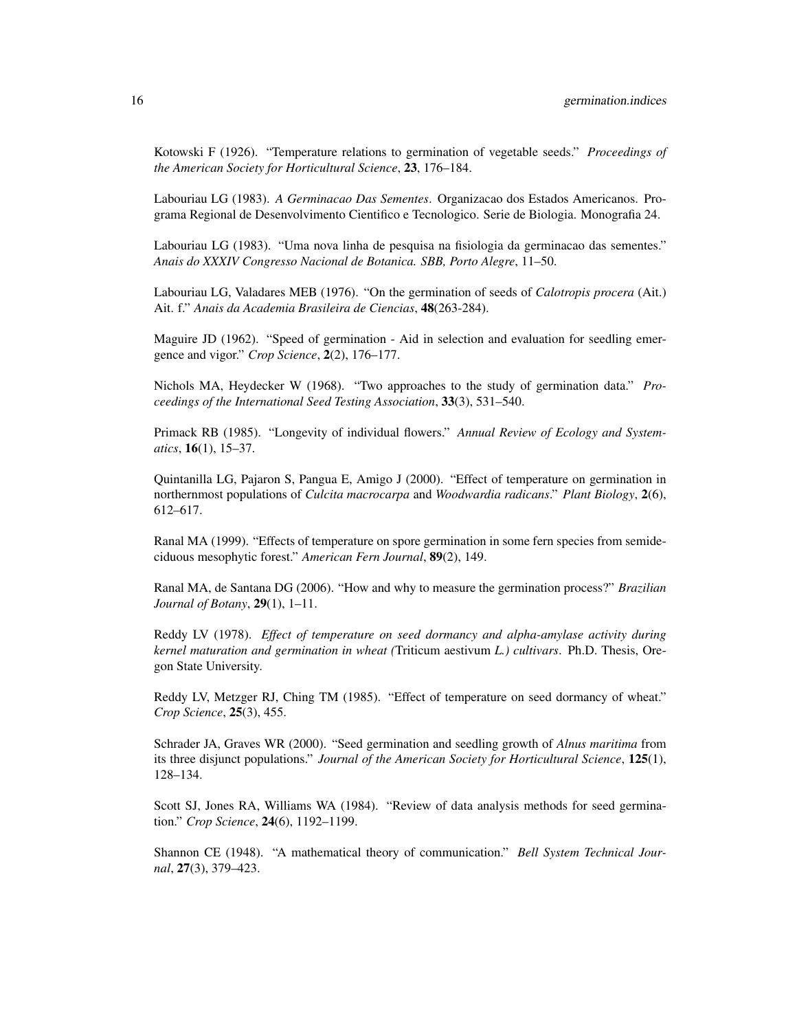Kotowski F (1926). "Temperature relations to germination of vegetable seeds." *Proceedings of the American Society for Horticultural Science*, **23**, 176–184.

Labouriau LG (1983). *A Germinacao Das Sementes*. Organizacao dos Estados Americanos. Programa Regional de Desenvolvimento Cientifico e Tecnologico. Serie de Biologia. Monografia 24.

Labouriau LG (1983). "Uma nova linha de pesquisa na fisiologia da germinacao das sementes." *Anais do XXXIV Congresso Nacional de Botanica. SBB, Porto Alegre*, 11–50.

Labouriau LG, Valadares MEB (1976). "On the germination of seeds of *Calotropis procera* (Ait.) Ait. f." *Anais da Academia Brasileira de Ciencias*, **48**(263-284).

Maguire JD (1962). "Speed of germination - Aid in selection and evaluation for seedling emergence and vigor." *Crop Science*, **2**(2), 176–177.

Nichols MA, Heydecker W (1968). "Two approaches to the study of germination data." *Proceedings of the International Seed Testing Association*, **33**(3), 531–540.

Primack RB (1985). "Longevity of individual flowers." *Annual Review of Ecology and Systematics*, **16**(1), 15–37.

Quintanilla LG, Pajaron S, Pangua E, Amigo J (2000). "Effect of temperature on germination in northernmost populations of *Culcita macrocarpa* and *Woodwardia radicans*." *Plant Biology*, **2**(6), 612–617.

Ranal MA (1999). "Effects of temperature on spore germination in some fern species from semideciduous mesophytic forest." *American Fern Journal*, **89**(2), 149.

Ranal MA, de Santana DG (2006). "How and why to measure the germination process?" *Brazilian Journal of Botany*, **29**(1), 1–11.

Reddy LV (1978). *Effect of temperature on seed dormancy and alpha-amylase activity during kernel maturation and germination in wheat (*Triticum aestivum *L.) cultivars*. Ph.D. Thesis, Oregon State University.

Reddy LV, Metzger RJ, Ching TM (1985). "Effect of temperature on seed dormancy of wheat." *Crop Science*, **25**(3), 455.

Schrader JA, Graves WR (2000). "Seed germination and seedling growth of *Alnus maritima* from its three disjunct populations." *Journal of the American Society for Horticultural Science*, **125**(1), 128–134.

Scott SJ, Jones RA, Williams WA (1984). "Review of data analysis methods for seed germination." *Crop Science*, **24**(6), 1192–1199.

Shannon CE (1948). "A mathematical theory of communication." *Bell System Technical Journal*, **27**(3), 379–423.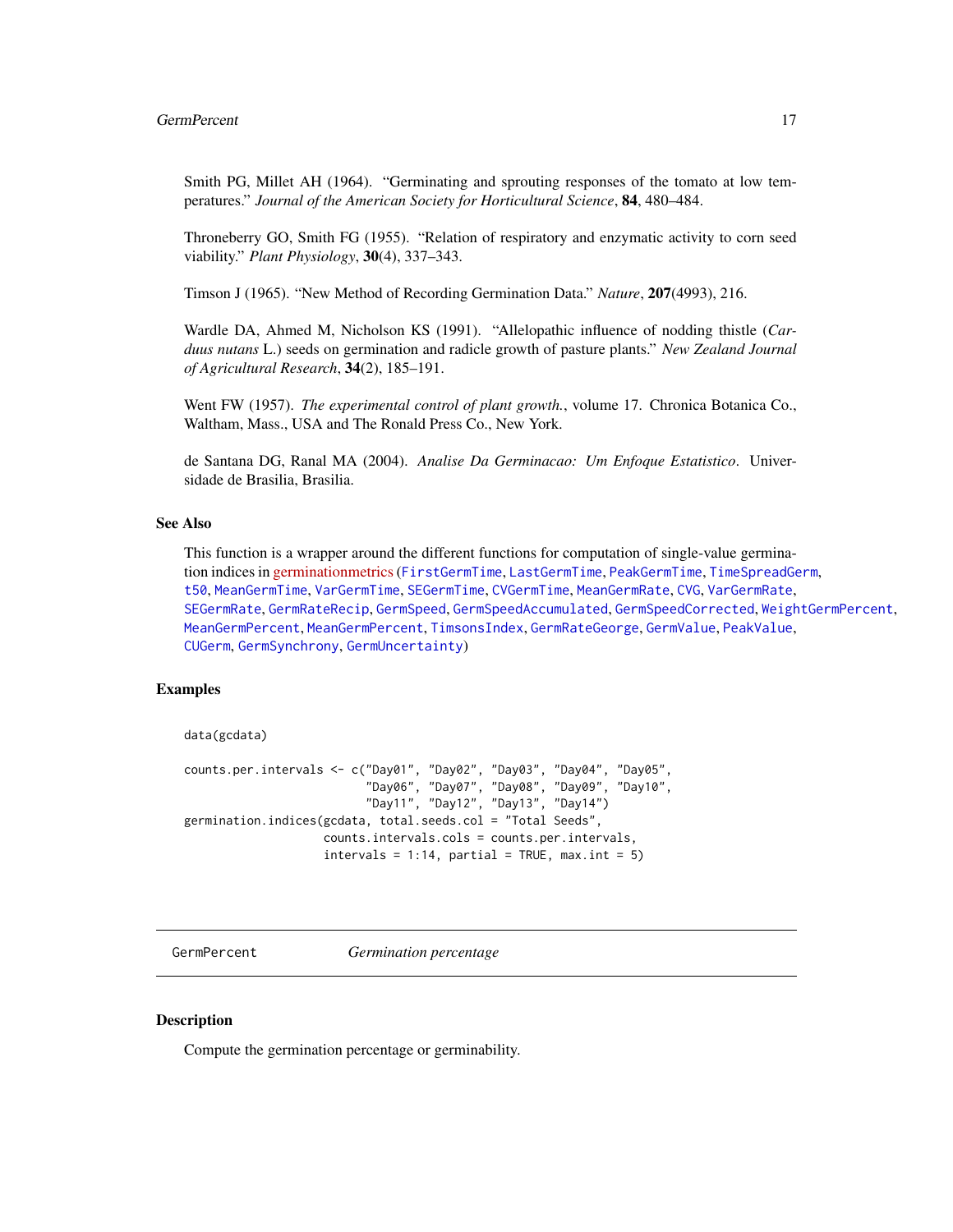Smith PG, Millet AH (1964). "Germinating and sprouting responses of the tomato at low temperatures." *Journal of the American Society for Horticultural Science*, **84**, 480–484.

Throneberry GO, Smith FG (1955). "Relation of respiratory and enzymatic activity to corn seed viability." *Plant Physiology*, **30**(4), 337–343.

Timson J (1965). "New Method of Recording Germination Data." *Nature*, **207**(4993), 216.

Wardle DA, Ahmed M, Nicholson KS (1991). "Allelopathic influence of nodding thistle (*Carduus nutans* L.) seeds on germination and radicle growth of pasture plants." *New Zealand Journal of Agricultural Research*, **34**(2), 185–191.

Went FW (1957). *The experimental control of plant growth.*, volume 17. Chronica Botanica Co., Waltham, Mass., USA and The Ronald Press Co., New York.

de Santana DG, Ranal MA (2004). *Analise Da Germinacao: Um Enfoque Estatistico*. Universidade de Brasilia, Brasilia.

## See Also

This function is a wrapper around the different functions for computation of single-value germination indices in germinationmetrics (`FirstGermTime`, `LastGermTime`, `PeakGermTime`, `TimeSpreadGerm`, `t50`, `MeanGermTime`, `VarGermTime`, `SEGermTime`, `CVGermTime`, `MeanGermRate`, `CVG`, `VarGermRate`, `SEGermRate`, `GermRateRecip`, `GermSpeed`, `GermSpeedAccumulated`, `GermSpeedCorrected`, `WeightGermPercent`, `MeanGermPercent`, `MeanGermPercent`, `TimsonsIndex`, `GermRateGeorge`, `GermValue`, `PeakValue`, `CUGerm`, `GermSynchrony`, `GermUncertainty`)

## Examples

```
data(gcdata)

counts.per.intervals <- c("Day01", "Day02", "Day03", "Day04", "Day05",
                          "Day06", "Day07", "Day08", "Day09", "Day10",
                          "Day11", "Day12", "Day13", "Day14")
germination.indices(gcdata, total.seeds.col = "Total Seeds",
                    counts.intervals.cols = counts.per.intervals,
                    intervals = 1:14, partial = TRUE, max.int = 5)
```

---

# GermPercent *Germination percentage*

## Description

Compute the germination percentage or germinability.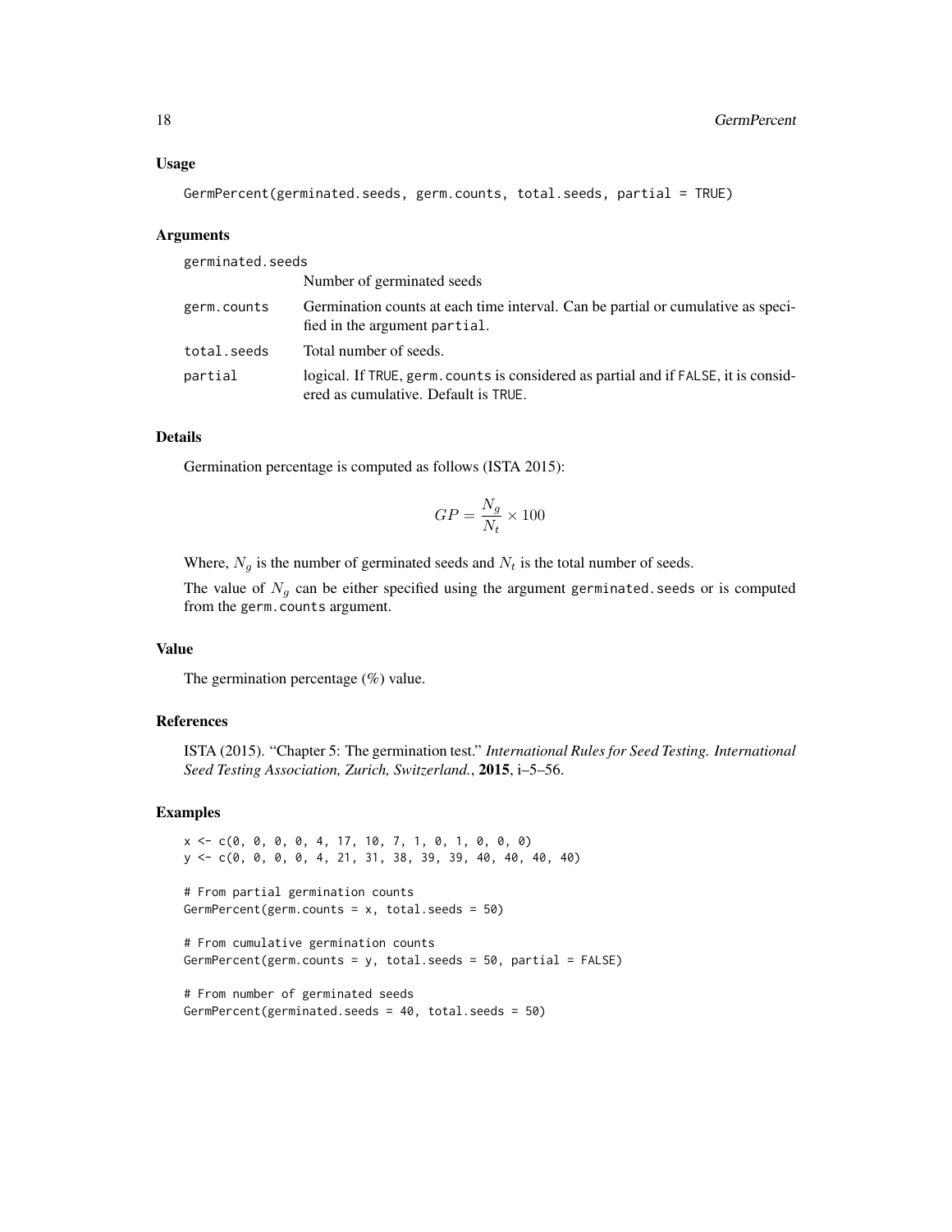### Usage

```
GermPercent(germinated.seeds, germ.counts, total.seeds, partial = TRUE)
```

### Arguments

| | |
|---|---|
| germinated.seeds | Number of germinated seeds |
| germ.counts | Germination counts at each time interval. Can be partial or cumulative as specified in the argument partial. |
| total.seeds | Total number of seeds. |
| partial | logical. If TRUE, germ.counts is considered as partial and if FALSE, it is considered as cumulative. Default is TRUE. |

### Details

Germination percentage is computed as follows (ISTA 2015):

$$GP = \frac{N_g}{N_t} \times 100$$

Where, $N_g$ is the number of germinated seeds and $N_t$ is the total number of seeds.

The value of $N_g$ can be either specified using the argument germinated.seeds or is computed from the germ.counts argument.

### Value

The germination percentage (%) value.

### References

ISTA (2015). "Chapter 5: The germination test." *International Rules for Seed Testing. International Seed Testing Association, Zurich, Switzerland.*, **2015**, i–5–56.

### Examples

```
x <- c(0, 0, 0, 0, 4, 17, 10, 7, 1, 0, 1, 0, 0, 0)
y <- c(0, 0, 0, 0, 4, 21, 31, 38, 39, 39, 40, 40, 40, 40)

# From partial germination counts
GermPercent(germ.counts = x, total.seeds = 50)

# From cumulative germination counts
GermPercent(germ.counts = y, total.seeds = 50, partial = FALSE)

# From number of germinated seeds
GermPercent(germinated.seeds = 40, total.seeds = 50)
```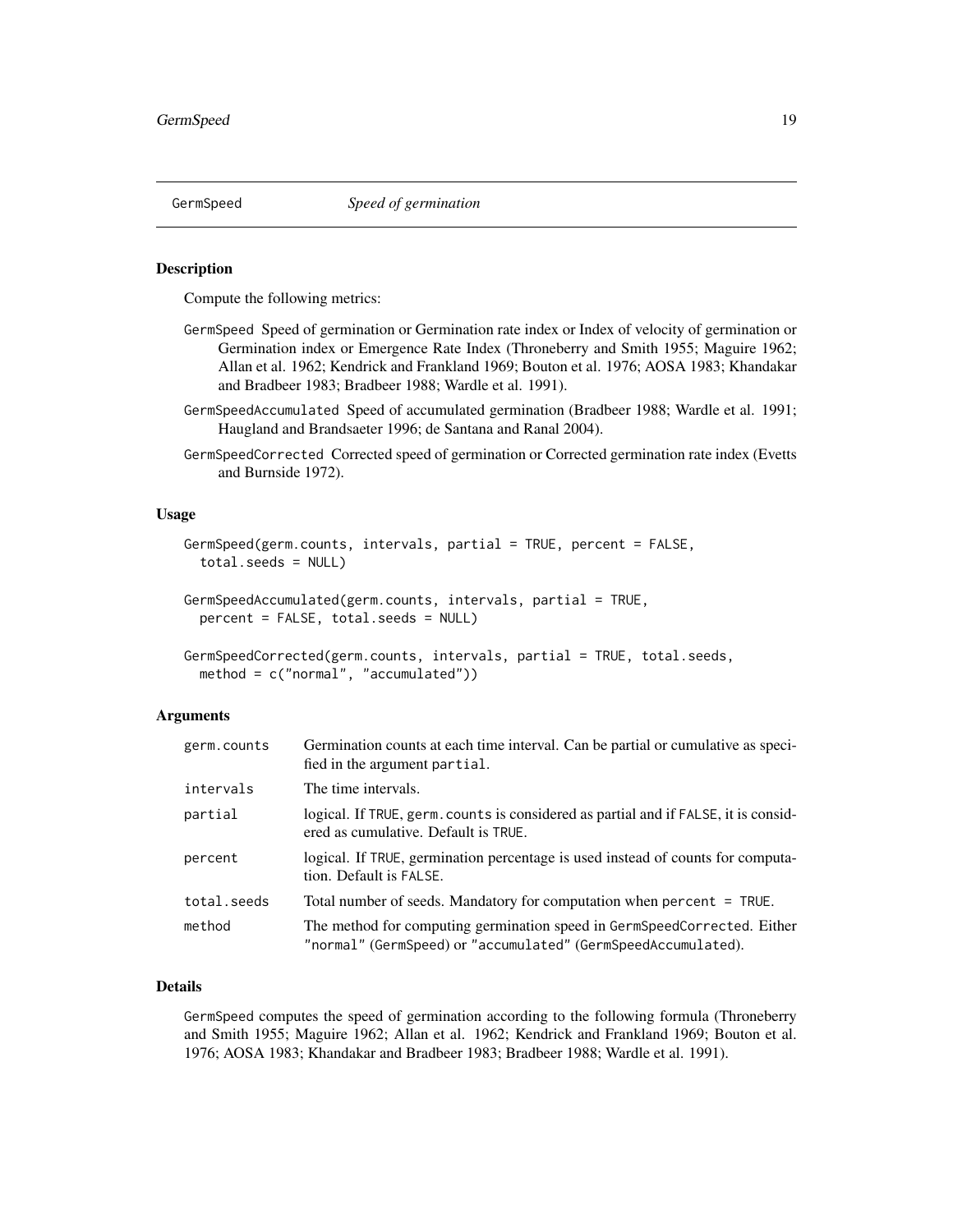# GermSpeed *Speed of germination*

## Description

Compute the following metrics:

GermSpeed Speed of germination or Germination rate index or Index of velocity of germination or Germination index or Emergence Rate Index (Throneberry and Smith 1955; Maguire 1962; Allan et al. 1962; Kendrick and Frankland 1969; Bouton et al. 1976; AOSA 1983; Khandakar and Bradbeer 1983; Bradbeer 1988; Wardle et al. 1991).

GermSpeedAccumulated Speed of accumulated germination (Bradbeer 1988; Wardle et al. 1991; Haugland and Brandsaeter 1996; de Santana and Ranal 2004).

GermSpeedCorrected Corrected speed of germination or Corrected germination rate index (Evetts and Burnside 1972).

## Usage

```
GermSpeed(germ.counts, intervals, partial = TRUE, percent = FALSE,
  total.seeds = NULL)

GermSpeedAccumulated(germ.counts, intervals, partial = TRUE,
  percent = FALSE, total.seeds = NULL)

GermSpeedCorrected(germ.counts, intervals, partial = TRUE, total.seeds,
  method = c("normal", "accumulated"))
```

## Arguments

| | |
|---|---|
| germ.counts | Germination counts at each time interval. Can be partial or cumulative as specified in the argument partial. |
| intervals | The time intervals. |
| partial | logical. If TRUE, germ.counts is considered as partial and if FALSE, it is considered as cumulative. Default is TRUE. |
| percent | logical. If TRUE, germination percentage is used instead of counts for computation. Default is FALSE. |
| total.seeds | Total number of seeds. Mandatory for computation when percent = TRUE. |
| method | The method for computing germination speed in GermSpeedCorrected. Either "normal" (GermSpeed) or "accumulated" (GermSpeedAccumulated). |

## Details

GermSpeed computes the speed of germination according to the following formula (Throneberry and Smith 1955; Maguire 1962; Allan et al. 1962; Kendrick and Frankland 1969; Bouton et al. 1976; AOSA 1983; Khandakar and Bradbeer 1983; Bradbeer 1988; Wardle et al. 1991).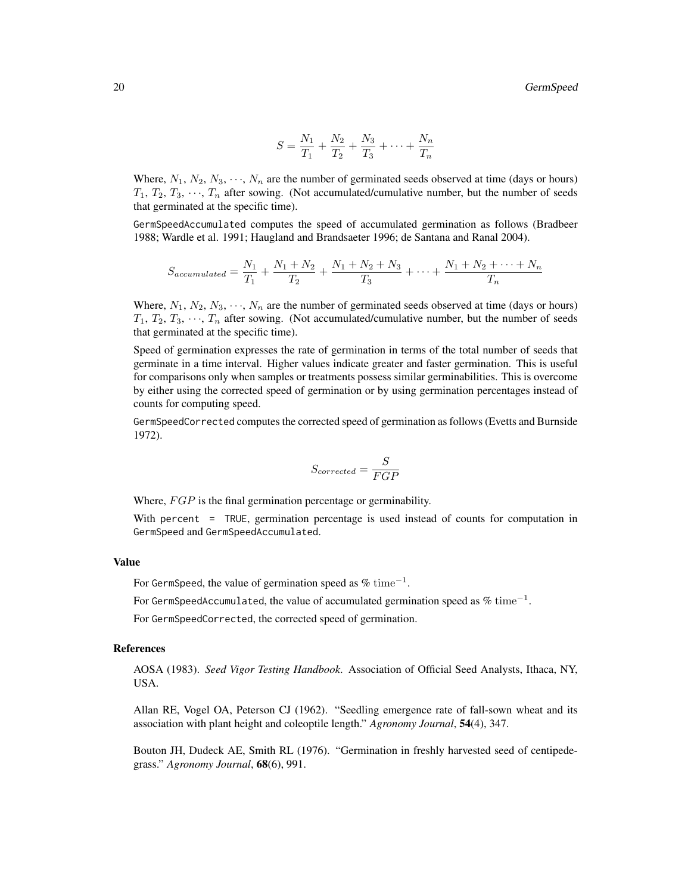$$S = \frac{N_1}{T_1} + \frac{N_2}{T_2} + \frac{N_3}{T_3} + \cdots + \frac{N_n}{T_n}$$

Where, $N_1$, $N_2$, $N_3$, $\cdots$, $N_n$ are the number of germinated seeds observed at time (days or hours) $T_1$, $T_2$, $T_3$, $\cdots$, $T_n$ after sowing. (Not accumulated/cumulative number, but the number of seeds that germinated at the specific time).

`GermSpeedAccumulated` computes the speed of accumulated germination as follows (Bradbeer 1988; Wardle et al. 1991; Haugland and Brandsaeter 1996; de Santana and Ranal 2004).

$$S_{accumulated} = \frac{N_1}{T_1} + \frac{N_1 + N_2}{T_2} + \frac{N_1 + N_2 + N_3}{T_3} + \cdots + \frac{N_1 + N_2 + \cdots + N_n}{T_n}$$

Where, $N_1$, $N_2$, $N_3$, $\cdots$, $N_n$ are the number of germinated seeds observed at time (days or hours) $T_1$, $T_2$, $T_3$, $\cdots$, $T_n$ after sowing. (Not accumulated/cumulative number, but the number of seeds that germinated at the specific time).

Speed of germination expresses the rate of germination in terms of the total number of seeds that germinate in a time interval. Higher values indicate greater and faster germination. This is useful for comparisons only when samples or treatments possess similar germinabilities. This is overcome by either using the corrected speed of germination or by using germination percentages instead of counts for computing speed.

`GermSpeedCorrected` computes the corrected speed of germination as follows (Evetts and Burnside 1972).

$$S_{corrected} = \frac{S}{FGP}$$

Where, $FGP$ is the final germination percentage or germinability.

With `percent = TRUE`, germination percentage is used instead of counts for computation in `GermSpeed` and `GermSpeedAccumulated`.

## Value

For `GermSpeed`, the value of germination speed as $\% \ \mathrm{time}^{-1}$.

For `GermSpeedAccumulated`, the value of accumulated germination speed as $\% \ \mathrm{time}^{-1}$.

For `GermSpeedCorrected`, the corrected speed of germination.

## References

AOSA (1983). *Seed Vigor Testing Handbook*. Association of Official Seed Analysts, Ithaca, NY, USA.

Allan RE, Vogel OA, Peterson CJ (1962). "Seedling emergence rate of fall-sown wheat and its association with plant height and coleoptile length." *Agronomy Journal*, **54**(4), 347.

Bouton JH, Dudeck AE, Smith RL (1976). "Germination in freshly harvested seed of centipedegrass." *Agronomy Journal*, **68**(6), 991.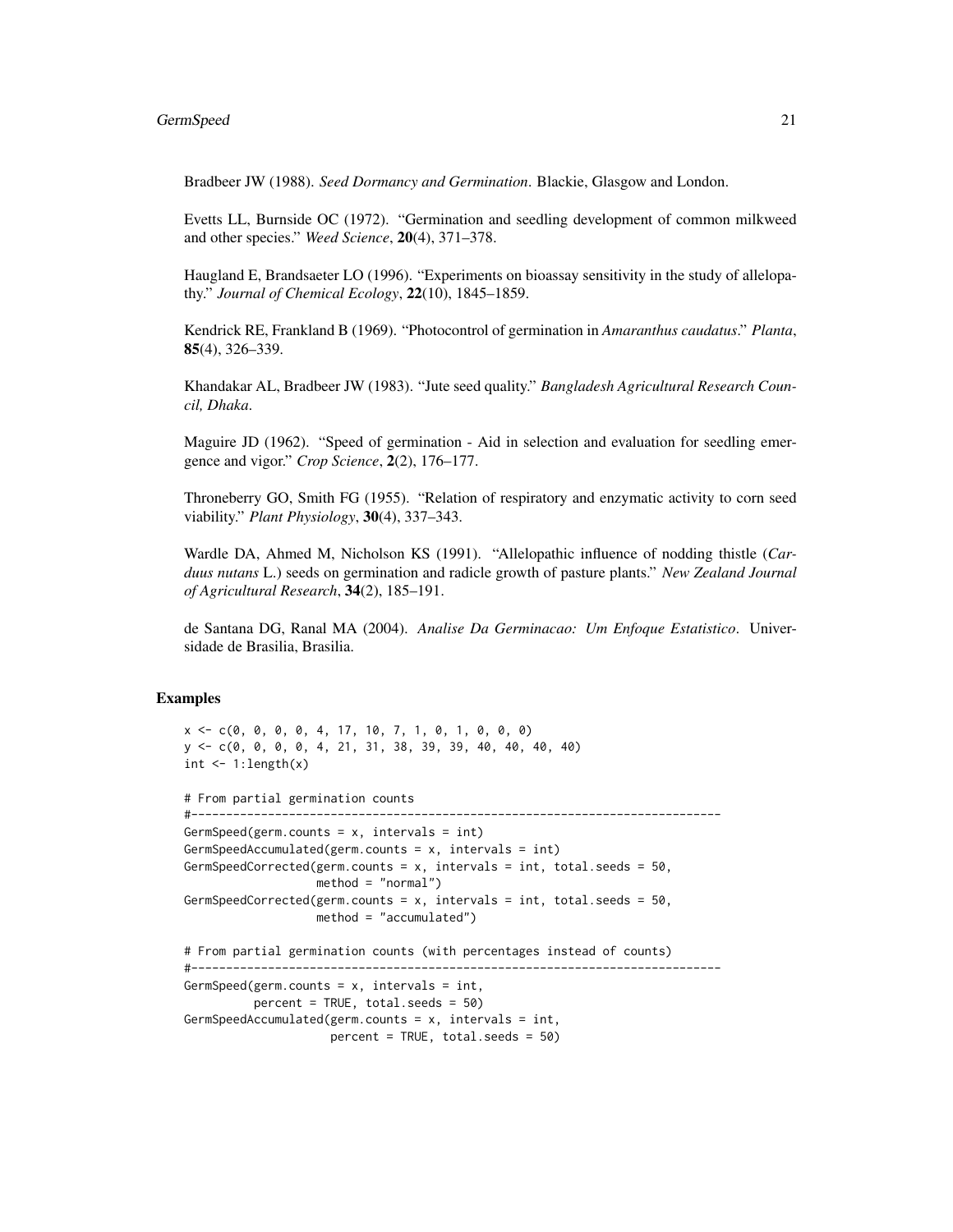Bradbeer JW (1988). *Seed Dormancy and Germination*. Blackie, Glasgow and London.

Evetts LL, Burnside OC (1972). "Germination and seedling development of common milkweed and other species." *Weed Science*, **20**(4), 371–378.

Haugland E, Brandsaeter LO (1996). "Experiments on bioassay sensitivity in the study of allelopathy." *Journal of Chemical Ecology*, **22**(10), 1845–1859.

Kendrick RE, Frankland B (1969). "Photocontrol of germination in *Amaranthus caudatus*." *Planta*, **85**(4), 326–339.

Khandakar AL, Bradbeer JW (1983). "Jute seed quality." *Bangladesh Agricultural Research Council, Dhaka*.

Maguire JD (1962). "Speed of germination - Aid in selection and evaluation for seedling emergence and vigor." *Crop Science*, **2**(2), 176–177.

Throneberry GO, Smith FG (1955). "Relation of respiratory and enzymatic activity to corn seed viability." *Plant Physiology*, **30**(4), 337–343.

Wardle DA, Ahmed M, Nicholson KS (1991). "Allelopathic influence of nodding thistle (*Carduus nutans* L.) seeds on germination and radicle growth of pasture plants." *New Zealand Journal of Agricultural Research*, **34**(2), 185–191.

de Santana DG, Ranal MA (2004). *Analise Da Germinacao: Um Enfoque Estatistico*. Universidade de Brasilia, Brasilia.

## Examples

```
x <- c(0, 0, 0, 0, 4, 17, 10, 7, 1, 0, 1, 0, 0, 0)
y <- c(0, 0, 0, 0, 4, 21, 31, 38, 39, 39, 40, 40, 40, 40)
int <- 1:length(x)

# From partial germination counts
#----------------------------------------------------------------------------
GermSpeed(germ.counts = x, intervals = int)
GermSpeedAccumulated(germ.counts = x, intervals = int)
GermSpeedCorrected(germ.counts = x, intervals = int, total.seeds = 50,
                   method = "normal")
GermSpeedCorrected(germ.counts = x, intervals = int, total.seeds = 50,
                   method = "accumulated")

# From partial germination counts (with percentages instead of counts)
#----------------------------------------------------------------------------
GermSpeed(germ.counts = x, intervals = int,
          percent = TRUE, total.seeds = 50)
GermSpeedAccumulated(germ.counts = x, intervals = int,
                     percent = TRUE, total.seeds = 50)
```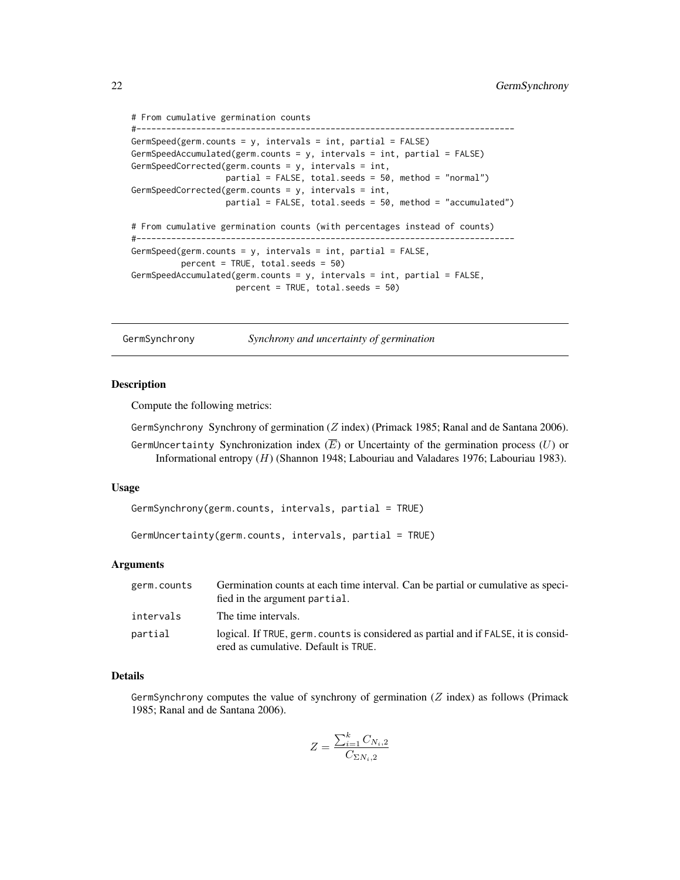```
# From cumulative germination counts
#----------------------------------------------------------------------------
GermSpeed(germ.counts = y, intervals = int, partial = FALSE)
GermSpeedAccumulated(germ.counts = y, intervals = int, partial = FALSE)
GermSpeedCorrected(germ.counts = y, intervals = int,
                   partial = FALSE, total.seeds = 50, method = "normal")
GermSpeedCorrected(germ.counts = y, intervals = int,
                   partial = FALSE, total.seeds = 50, method = "accumulated")

# From cumulative germination counts (with percentages instead of counts)
#----------------------------------------------------------------------------
GermSpeed(germ.counts = y, intervals = int, partial = FALSE,
          percent = TRUE, total.seeds = 50)
GermSpeedAccumulated(germ.counts = y, intervals = int, partial = FALSE,
                     percent = TRUE, total.seeds = 50)
```

## GermSynchrony — *Synchrony and uncertainty of germination*

### Description

Compute the following metrics:

`GermSynchrony` Synchrony of germination ($Z$ index) (Primack 1985; Ranal and de Santana 2006).

`GermUncertainty` Synchronization index ($\overline{E}$) or Uncertainty of the germination process ($U$) or Informational entropy ($H$) (Shannon 1948; Labouriau and Valadares 1976; Labouriau 1983).

### Usage

```
GermSynchrony(germ.counts, intervals, partial = TRUE)

GermUncertainty(germ.counts, intervals, partial = TRUE)
```

### Arguments

| | |
|---|---|
| `germ.counts` | Germination counts at each time interval. Can be partial or cumulative as specified in the argument `partial`. |
| `intervals` | The time intervals. |
| `partial` | logical. If `TRUE`, `germ.counts` is considered as partial and if `FALSE`, it is considered as cumulative. Default is `TRUE`. |

### Details

`GermSynchrony` computes the value of synchrony of germination ($Z$ index) as follows (Primack 1985; Ranal and de Santana 2006).

$$Z = \frac{\sum_{i=1}^{k} C_{N_i,2}}{C_{\Sigma N_i,2}}$$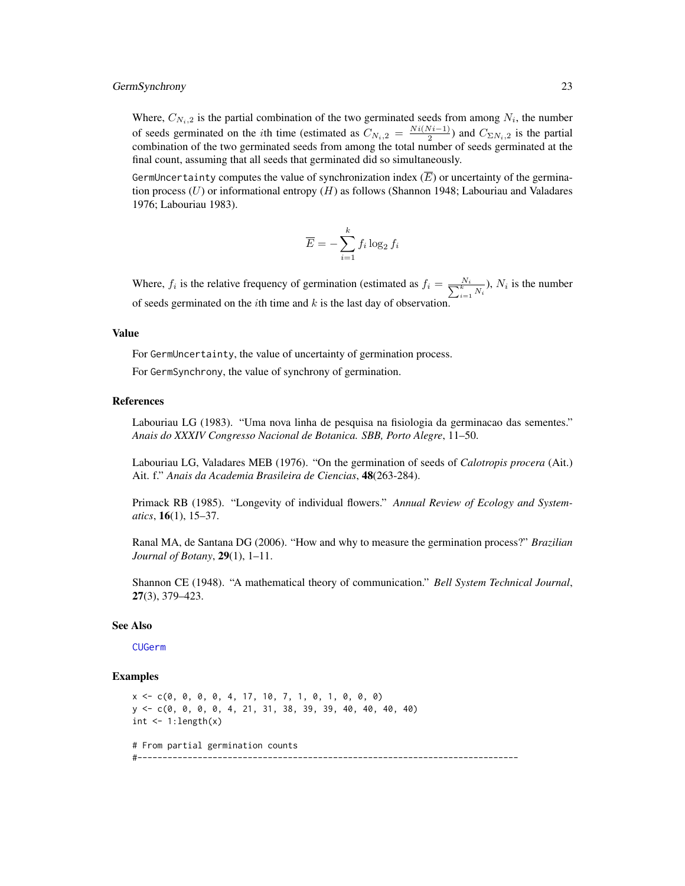Where, $C_{N_i,2}$ is the partial combination of the two germinated seeds from among $N_i$, the number of seeds germinated on the $i$th time (estimated as $C_{N_i,2} = \frac{Ni(Ni-1)}{2}$) and $C_{\Sigma N_i,2}$ is the partial combination of the two germinated seeds from among the total number of seeds germinated at the final count, assuming that all seeds that germinated did so simultaneously.

`GermUncertainty` computes the value of synchronization index ($\overline{E}$) or uncertainty of the germination process ($U$) or informational entropy ($H$) as follows (Shannon 1948; Labouriau and Valadares 1976; Labouriau 1983).

$$\overline{E} = -\sum_{i=1}^{k} f_i \log_2 f_i$$

Where, $f_i$ is the relative frequency of germination (estimated as $f_i = \frac{N_i}{\sum_{i=1}^{k} N_i}$), $N_i$ is the number of seeds germinated on the $i$th time and $k$ is the last day of observation.

### Value

For `GermUncertainty`, the value of uncertainty of germination process.

For `GermSynchrony`, the value of synchrony of germination.

### References

Labouriau LG (1983). "Uma nova linha de pesquisa na fisiologia da germinacao das sementes." *Anais do XXXIV Congresso Nacional de Botanica. SBB, Porto Alegre*, 11–50.

Labouriau LG, Valadares MEB (1976). "On the germination of seeds of *Calotropis procera* (Ait.) Ait. f." *Anais da Academia Brasileira de Ciencias*, **48**(263-284).

Primack RB (1985). "Longevity of individual flowers." *Annual Review of Ecology and Systematics*, **16**(1), 15–37.

Ranal MA, de Santana DG (2006). "How and why to measure the germination process?" *Brazilian Journal of Botany*, **29**(1), 1–11.

Shannon CE (1948). "A mathematical theory of communication." *Bell System Technical Journal*, **27**(3), 379–423.

### See Also

CUGerm

### Examples

```
x <- c(0, 0, 0, 0, 4, 17, 10, 7, 1, 0, 1, 0, 0, 0)
y <- c(0, 0, 0, 0, 4, 21, 31, 38, 39, 39, 40, 40, 40, 40)
int <- 1:length(x)

# From partial germination counts
#----------------------------------------------------------------------------
```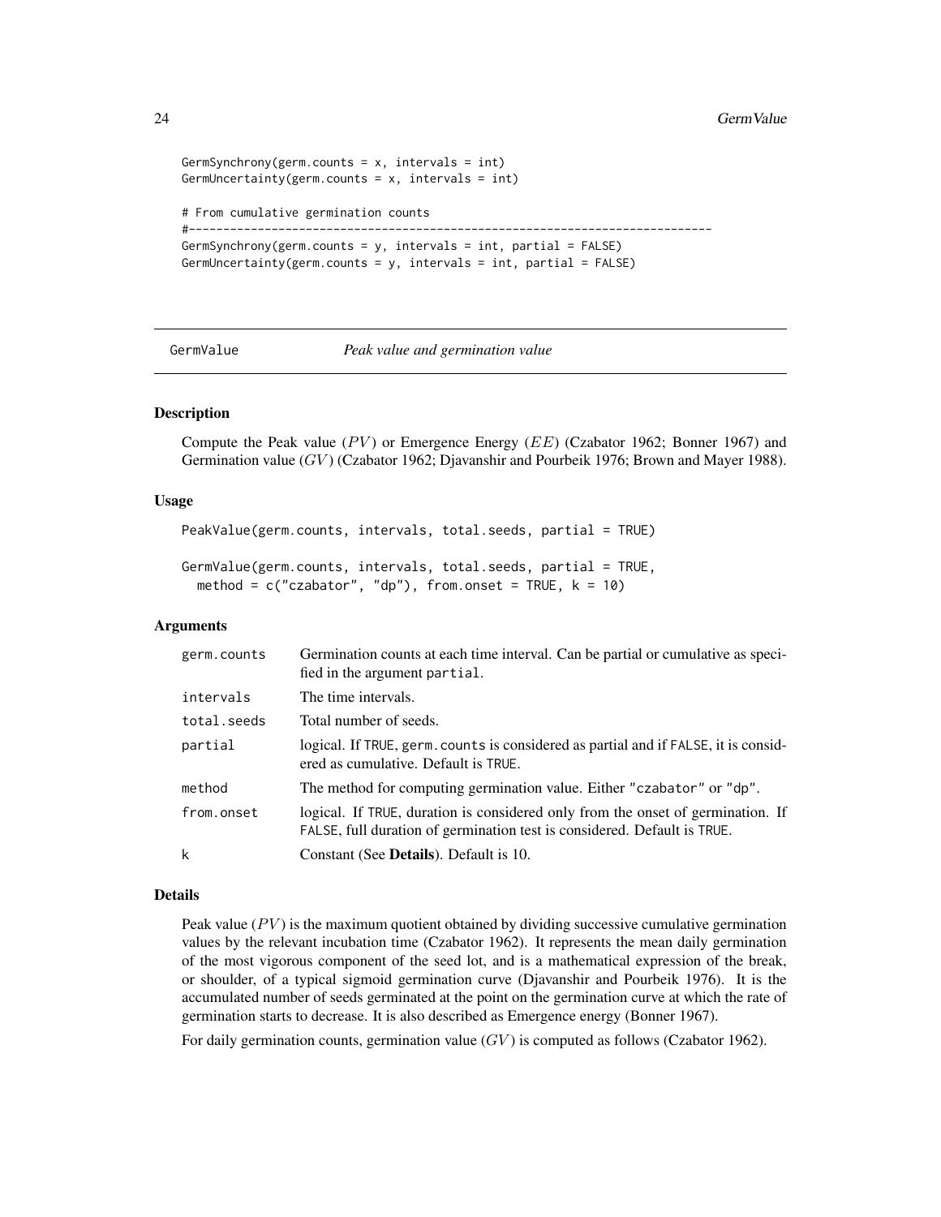```
GermSynchrony(germ.counts = x, intervals = int)
GermUncertainty(germ.counts = x, intervals = int)

# From cumulative germination counts
#----------------------------------------------------------------------------
GermSynchrony(germ.counts = y, intervals = int, partial = FALSE)
GermUncertainty(germ.counts = y, intervals = int, partial = FALSE)
```

## GermValue *Peak value and germination value*

### Description

Compute the Peak value ($PV$) or Emergence Energy ($EE$) (Czabator 1962; Bonner 1967) and Germination value ($GV$) (Czabator 1962; Djavanshir and Pourbeik 1976; Brown and Mayer 1988).

### Usage

```
PeakValue(germ.counts, intervals, total.seeds, partial = TRUE)

GermValue(germ.counts, intervals, total.seeds, partial = TRUE,
  method = c("czabator", "dp"), from.onset = TRUE, k = 10)
```

### Arguments

| | |
|---|---|
| `germ.counts` | Germination counts at each time interval. Can be partial or cumulative as specified in the argument `partial`. |
| `intervals` | The time intervals. |
| `total.seeds` | Total number of seeds. |
| `partial` | logical. If `TRUE`, `germ.counts` is considered as partial and if `FALSE`, it is considered as cumulative. Default is `TRUE`. |
| `method` | The method for computing germination value. Either `"czabator"` or `"dp"`. |
| `from.onset` | logical. If `TRUE`, duration is considered only from the onset of germination. If `FALSE`, full duration of germination test is considered. Default is `TRUE`. |
| `k` | Constant (See **Details**). Default is 10. |

### Details

Peak value ($PV$) is the maximum quotient obtained by dividing successive cumulative germination values by the relevant incubation time (Czabator 1962). It represents the mean daily germination of the most vigorous component of the seed lot, and is a mathematical expression of the break, or shoulder, of a typical sigmoid germination curve (Djavanshir and Pourbeik 1976). It is the accumulated number of seeds germinated at the point on the germination curve at which the rate of germination starts to decrease. It is also described as Emergence energy (Bonner 1967).

For daily germination counts, germination value ($GV$) is computed as follows (Czabator 1962).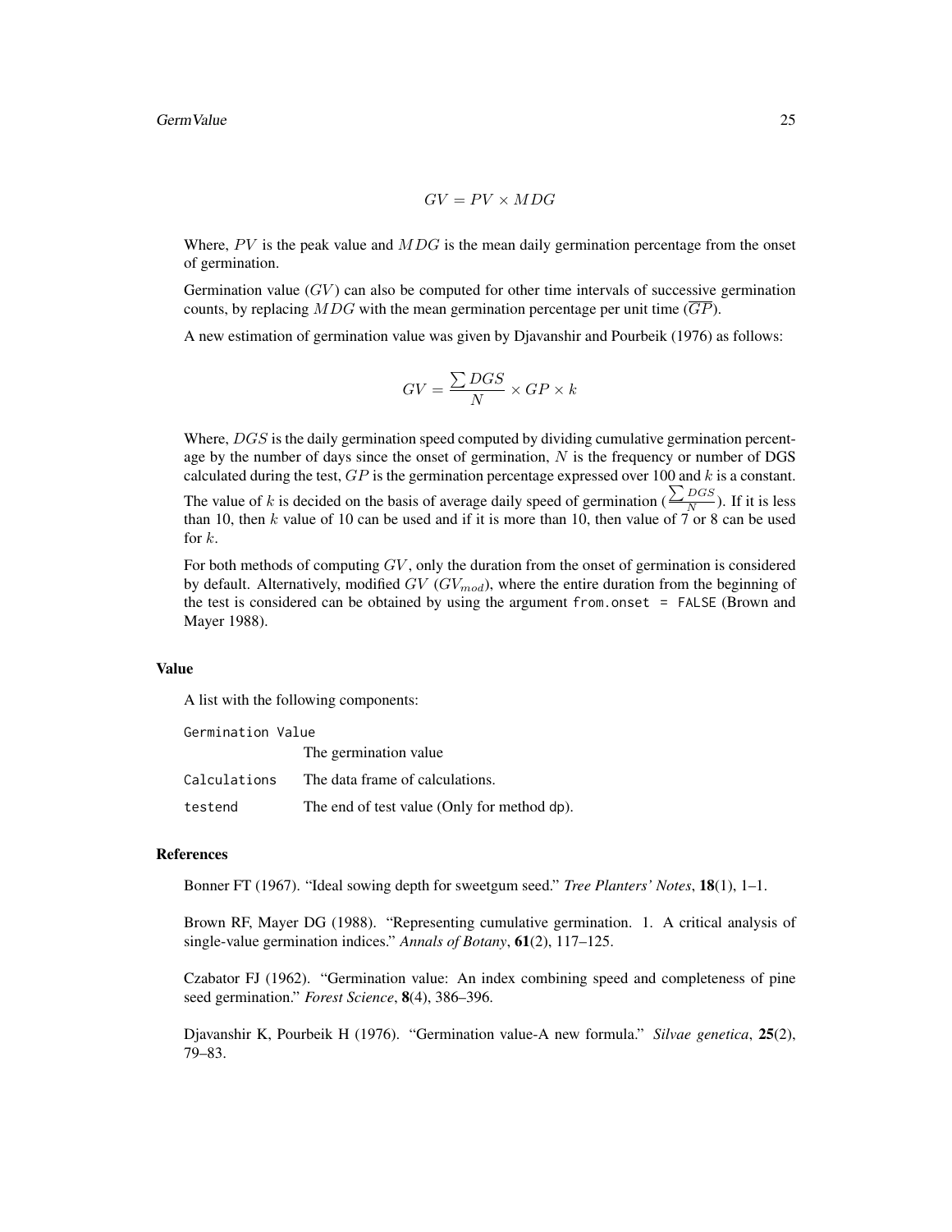$$GV = PV \times MDG$$

Where, $PV$ is the peak value and $MDG$ is the mean daily germination percentage from the onset of germination.

Germination value ($GV$) can also be computed for other time intervals of successive germination counts, by replacing $MDG$ with the mean germination percentage per unit time ($\overline{GP}$).

A new estimation of germination value was given by Djavanshir and Pourbeik (1976) as follows:

$$GV = \frac{\sum DGS}{N} \times GP \times k$$

Where, $DGS$ is the daily germination speed computed by dividing cumulative germination percentage by the number of days since the onset of germination, $N$ is the frequency or number of DGS calculated during the test, $GP$ is the germination percentage expressed over 100 and $k$ is a constant. The value of $k$ is decided on the basis of average daily speed of germination ($\frac{\sum DGS}{N}$). If it is less than 10, then $k$ value of 10 can be used and if it is more than 10, then value of 7 or 8 can be used for $k$.

For both methods of computing $GV$, only the duration from the onset of germination is considered by default. Alternatively, modified $GV$ ($GV_{mod}$), where the entire duration from the beginning of the test is considered can be obtained by using the argument `from.onset = FALSE` (Brown and Mayer 1988).

### Value

A list with the following components:

`Germination Value`
    The germination value

`Calculations`    The data frame of calculations.

`testend`    The end of test value (Only for method `dp`).

### References

Bonner FT (1967). "Ideal sowing depth for sweetgum seed." *Tree Planters' Notes*, **18**(1), 1–1.

Brown RF, Mayer DG (1988). "Representing cumulative germination. 1. A critical analysis of single-value germination indices." *Annals of Botany*, **61**(2), 117–125.

Czabator FJ (1962). "Germination value: An index combining speed and completeness of pine seed germination." *Forest Science*, **8**(4), 386–396.

Djavanshir K, Pourbeik H (1976). "Germination value-A new formula." *Silvae genetica*, **25**(2), 79–83.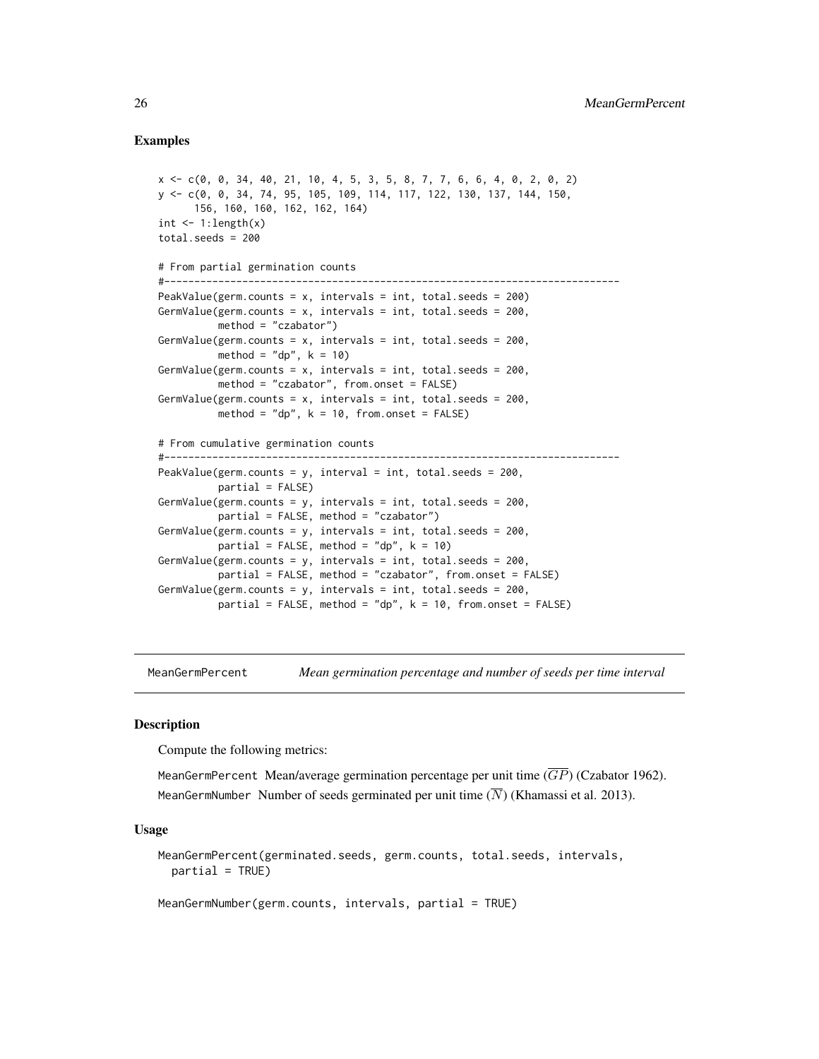### Examples

```
x <- c(0, 0, 34, 40, 21, 10, 4, 5, 3, 5, 8, 7, 7, 6, 6, 4, 0, 2, 0, 2)
y <- c(0, 0, 34, 74, 95, 105, 109, 114, 117, 122, 130, 137, 144, 150,
      156, 160, 160, 162, 162, 164)
int <- 1:length(x)
total.seeds = 200

# From partial germination counts
#----------------------------------------------------------------------------
PeakValue(germ.counts = x, intervals = int, total.seeds = 200)
GermValue(germ.counts = x, intervals = int, total.seeds = 200,
          method = "czabator")
GermValue(germ.counts = x, intervals = int, total.seeds = 200,
          method = "dp", k = 10)
GermValue(germ.counts = x, intervals = int, total.seeds = 200,
          method = "czabator", from.onset = FALSE)
GermValue(germ.counts = x, intervals = int, total.seeds = 200,
          method = "dp", k = 10, from.onset = FALSE)

# From cumulative germination counts
#----------------------------------------------------------------------------
PeakValue(germ.counts = y, interval = int, total.seeds = 200,
          partial = FALSE)
GermValue(germ.counts = y, intervals = int, total.seeds = 200,
          partial = FALSE, method = "czabator")
GermValue(germ.counts = y, intervals = int, total.seeds = 200,
          partial = FALSE, method = "dp", k = 10)
GermValue(germ.counts = y, intervals = int, total.seeds = 200,
          partial = FALSE, method = "czabator", from.onset = FALSE)
GermValue(germ.counts = y, intervals = int, total.seeds = 200,
          partial = FALSE, method = "dp", k = 10, from.onset = FALSE)
```

---

## MeanGermPercent — *Mean germination percentage and number of seeds per time interval*

---

### Description

Compute the following metrics:

`MeanGermPercent` Mean/average germination percentage per unit time ($\overline{GP}$) (Czabator 1962).

`MeanGermNumber` Number of seeds germinated per unit time ($\overline{N}$) (Khamassi et al. 2013).

### Usage

```
MeanGermPercent(germinated.seeds, germ.counts, total.seeds, intervals,
  partial = TRUE)

MeanGermNumber(germ.counts, intervals, partial = TRUE)
```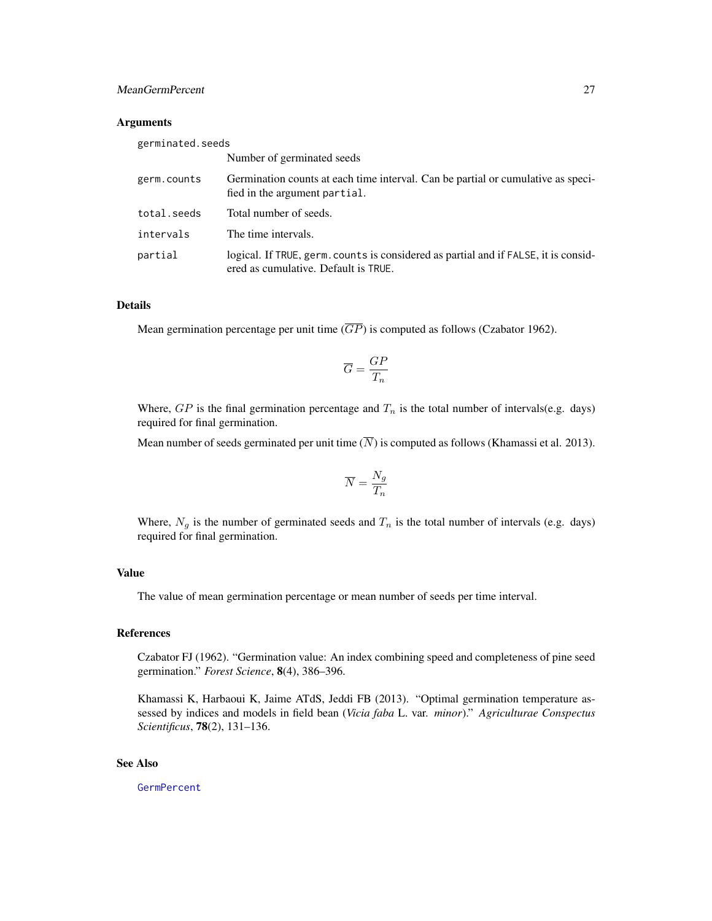## Arguments

| | |
|---|---|
| germinated.seeds | Number of germinated seeds |
| germ.counts | Germination counts at each time interval. Can be partial or cumulative as specified in the argument `partial`. |
| total.seeds | Total number of seeds. |
| intervals | The time intervals. |
| partial | logical. If `TRUE`, `germ.counts` is considered as partial and if `FALSE`, it is considered as cumulative. Default is `TRUE`. |

## Details

Mean germination percentage per unit time ($\overline{GP}$) is computed as follows (Czabator 1962).

$$\overline{G} = \frac{GP}{T_n}$$

Where, $GP$ is the final germination percentage and $T_n$ is the total number of intervals(e.g. days) required for final germination.

Mean number of seeds germinated per unit time ($\overline{N}$) is computed as follows (Khamassi et al. 2013).

$$\overline{N} = \frac{N_g}{T_n}$$

Where, $N_g$ is the number of germinated seeds and $T_n$ is the total number of intervals (e.g. days) required for final germination.

## Value

The value of mean germination percentage or mean number of seeds per time interval.

## References

Czabator FJ (1962). "Germination value: An index combining speed and completeness of pine seed germination." *Forest Science*, **8**(4), 386–396.

Khamassi K, Harbaoui K, Jaime ATdS, Jeddi FB (2013). "Optimal germination temperature assessed by indices and models in field bean (*Vicia faba* L. var. *minor*)." *Agriculturae Conspectus Scientificus*, **78**(2), 131–136.

## See Also

GermPercent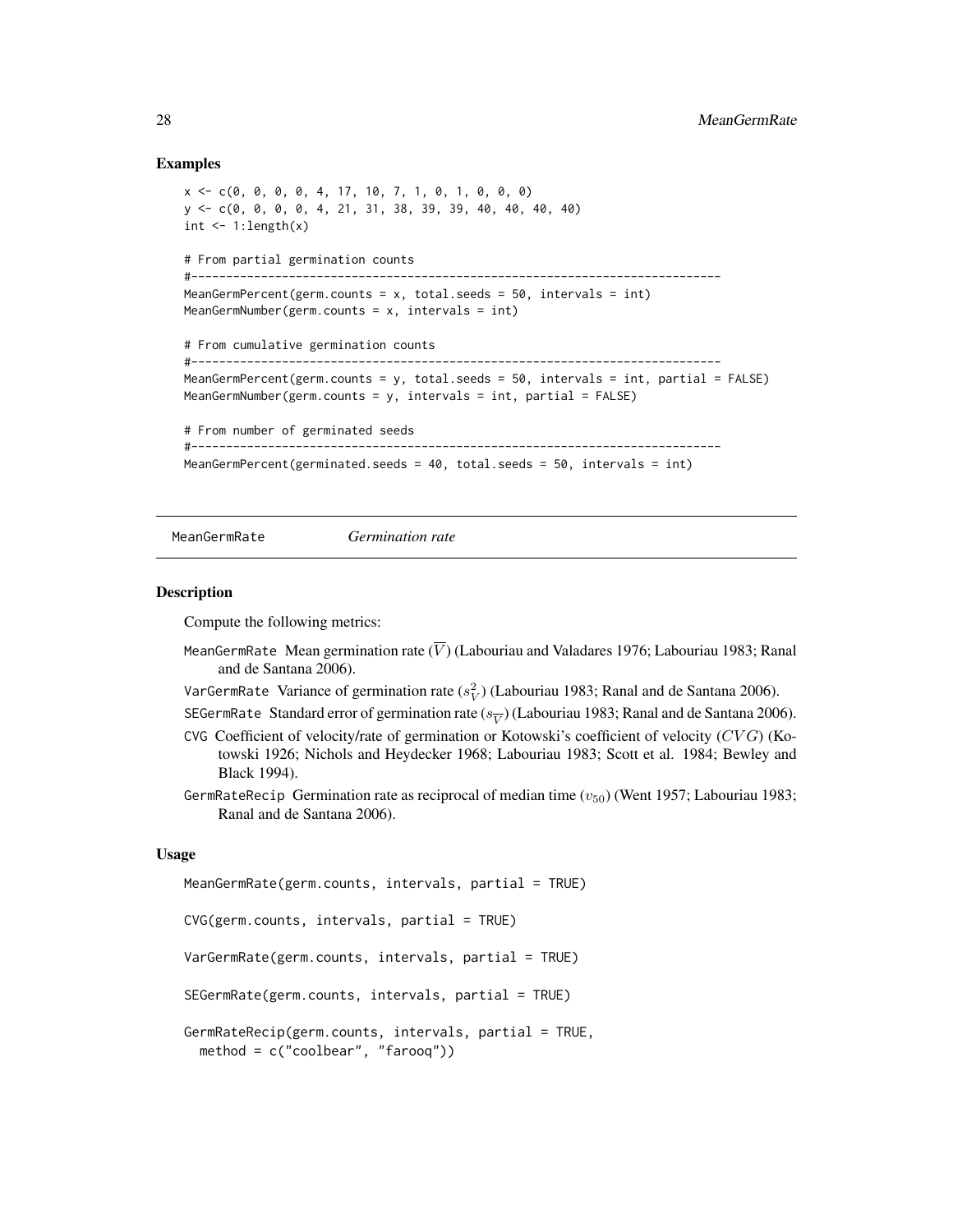## Examples

```
x <- c(0, 0, 0, 0, 4, 17, 10, 7, 1, 0, 1, 0, 0, 0)
y <- c(0, 0, 0, 0, 4, 21, 31, 38, 39, 39, 40, 40, 40, 40)
int <- 1:length(x)

# From partial germination counts
#----------------------------------------------------------------------------
MeanGermPercent(germ.counts = x, total.seeds = 50, intervals = int)
MeanGermNumber(germ.counts = x, intervals = int)

# From cumulative germination counts
#----------------------------------------------------------------------------
MeanGermPercent(germ.counts = y, total.seeds = 50, intervals = int, partial = FALSE)
MeanGermNumber(germ.counts = y, intervals = int, partial = FALSE)

# From number of germinated seeds
#----------------------------------------------------------------------------
MeanGermPercent(germinated.seeds = 40, total.seeds = 50, intervals = int)
```

---

# MeanGermRate *Germination rate*

## Description

Compute the following metrics:

MeanGermRate Mean germination rate ($\overline{V}$) (Labouriau and Valadares 1976; Labouriau 1983; Ranal and de Santana 2006).

VarGermRate Variance of germination rate ($s_V^2$) (Labouriau 1983; Ranal and de Santana 2006).

SEGermRate Standard error of germination rate ($s_{\overline{V}}$) (Labouriau 1983; Ranal and de Santana 2006).

CVG Coefficient of velocity/rate of germination or Kotowski's coefficient of velocity ($CVG$) (Kotowski 1926; Nichols and Heydecker 1968; Labouriau 1983; Scott et al. 1984; Bewley and Black 1994).

GermRateRecip Germination rate as reciprocal of median time ($v_{50}$) (Went 1957; Labouriau 1983; Ranal and de Santana 2006).

## Usage

```
MeanGermRate(germ.counts, intervals, partial = TRUE)

CVG(germ.counts, intervals, partial = TRUE)

VarGermRate(germ.counts, intervals, partial = TRUE)

SEGermRate(germ.counts, intervals, partial = TRUE)

GermRateRecip(germ.counts, intervals, partial = TRUE,
  method = c("coolbear", "farooq"))
```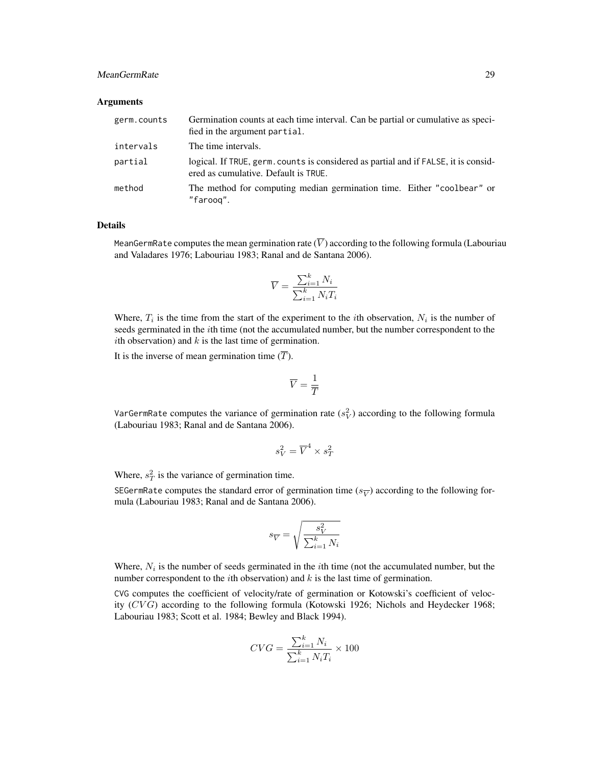## Arguments

| | |
|---|---|
| `germ.counts` | Germination counts at each time interval. Can be partial or cumulative as specified in the argument `partial`. |
| `intervals` | The time intervals. |
| `partial` | logical. If `TRUE`, `germ.counts` is considered as partial and if `FALSE`, it is considered as cumulative. Default is `TRUE`. |
| `method` | The method for computing median germination time. Either `"coolbear"` or `"farooq"`. |

## Details

`MeanGermRate` computes the mean germination rate ($\overline{V}$) according to the following formula (Labouriau and Valadares 1976; Labouriau 1983; Ranal and de Santana 2006).

$$\overline{V} = \frac{\sum_{i=1}^{k} N_i}{\sum_{i=1}^{k} N_i T_i}$$

Where, $T_i$ is the time from the start of the experiment to the $i$th observation, $N_i$ is the number of seeds germinated in the $i$th time (not the accumulated number, but the number correspondent to the $i$th observation) and $k$ is the last time of germination.

It is the inverse of mean germination time ($\overline{T}$).

$$\overline{V} = \frac{1}{\overline{T}}$$

`VarGermRate` computes the variance of germination rate ($s_V^2$) according to the following formula (Labouriau 1983; Ranal and de Santana 2006).

$$s_V^2 = \overline{V}^4 \times s_T^2$$

Where, $s_T^2$ is the variance of germination time.

`SEGermRate` computes the standard error of germination time ($s_{\overline{V}}$) according to the following formula (Labouriau 1983; Ranal and de Santana 2006).

$$s_{\overline{V}} = \sqrt{\frac{s_V^2}{\sum_{i=1}^{k} N_i}}$$

Where, $N_i$ is the number of seeds germinated in the $i$th time (not the accumulated number, but the number correspondent to the $i$th observation) and $k$ is the last time of germination.

`CVG` computes the coefficient of velocity/rate of germination or Kotowski's coefficient of velocity ($CVG$) according to the following formula (Kotowski 1926; Nichols and Heydecker 1968; Labouriau 1983; Scott et al. 1984; Bewley and Black 1994).

$$CVG = \frac{\sum_{i=1}^{k} N_i}{\sum_{i=1}^{k} N_i T_i} \times 100$$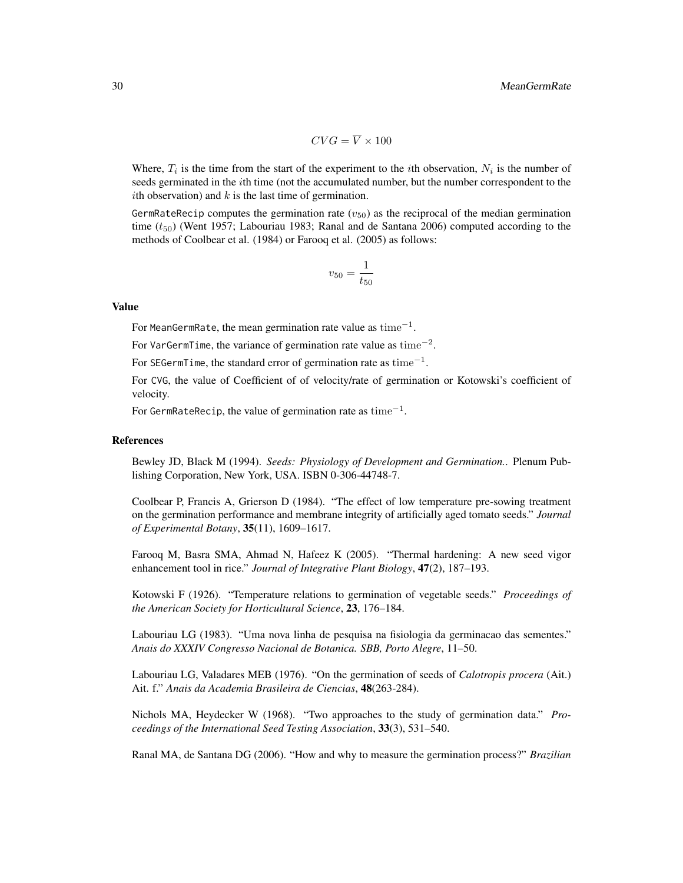$$CVG = \overline{V} \times 100$$

Where, $T_i$ is the time from the start of the experiment to the $i$th observation, $N_i$ is the number of seeds germinated in the $i$th time (not the accumulated number, but the number correspondent to the $i$th observation) and $k$ is the last time of germination.

`GermRateRecip` computes the germination rate ($v_{50}$) as the reciprocal of the median germination time ($t_{50}$) (Went 1957; Labouriau 1983; Ranal and de Santana 2006) computed according to the methods of Coolbear et al. (1984) or Farooq et al. (2005) as follows:

$$v_{50} = \frac{1}{t_{50}}$$

## Value

For `MeanGermRate`, the mean germination rate value as $\mathrm{time}^{-1}$.

For `VarGermTime`, the variance of germination rate value as $\mathrm{time}^{-2}$.

For `SEGermTime`, the standard error of germination rate as $\mathrm{time}^{-1}$.

For `CVG`, the value of Coefficient of of velocity/rate of germination or Kotowski's coefficient of velocity.

For `GermRateRecip`, the value of germination rate as $\mathrm{time}^{-1}$.

## References

Bewley JD, Black M (1994). *Seeds: Physiology of Development and Germination.*. Plenum Publishing Corporation, New York, USA. ISBN 0-306-44748-7.

Coolbear P, Francis A, Grierson D (1984). "The effect of low temperature pre-sowing treatment on the germination performance and membrane integrity of artificially aged tomato seeds." *Journal of Experimental Botany*, **35**(11), 1609–1617.

Farooq M, Basra SMA, Ahmad N, Hafeez K (2005). "Thermal hardening: A new seed vigor enhancement tool in rice." *Journal of Integrative Plant Biology*, **47**(2), 187–193.

Kotowski F (1926). "Temperature relations to germination of vegetable seeds." *Proceedings of the American Society for Horticultural Science*, **23**, 176–184.

Labouriau LG (1983). "Uma nova linha de pesquisa na fisiologia da germinacao das sementes." *Anais do XXXIV Congresso Nacional de Botanica. SBB, Porto Alegre*, 11–50.

Labouriau LG, Valadares MEB (1976). "On the germination of seeds of *Calotropis procera* (Ait.) Ait. f." *Anais da Academia Brasileira de Ciencias*, **48**(263-284).

Nichols MA, Heydecker W (1968). "Two approaches to the study of germination data." *Proceedings of the International Seed Testing Association*, **33**(3), 531–540.

Ranal MA, de Santana DG (2006). "How and why to measure the germination process?" *Brazilian*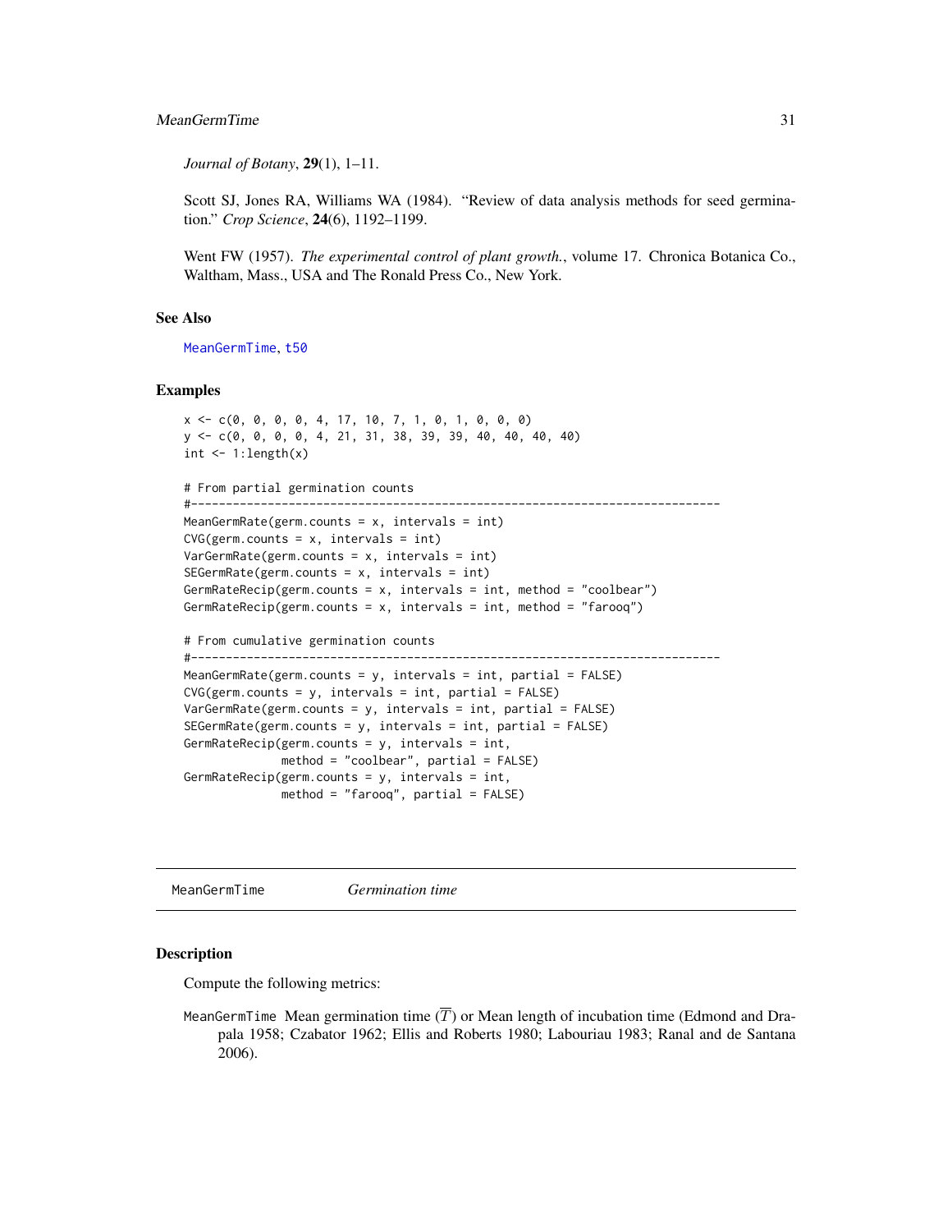*Journal of Botany*, **29**(1), 1–11.

Scott SJ, Jones RA, Williams WA (1984). "Review of data analysis methods for seed germination." *Crop Science*, **24**(6), 1192–1199.

Went FW (1957). *The experimental control of plant growth.*, volume 17. Chronica Botanica Co., Waltham, Mass., USA and The Ronald Press Co., New York.

### See Also

MeanGermTime, t50

### Examples

```
x <- c(0, 0, 0, 0, 4, 17, 10, 7, 1, 0, 1, 0, 0, 0)
y <- c(0, 0, 0, 0, 4, 21, 31, 38, 39, 39, 40, 40, 40, 40)
int <- 1:length(x)

# From partial germination counts
#----------------------------------------------------------------------------
MeanGermRate(germ.counts = x, intervals = int)
CVG(germ.counts = x, intervals = int)
VarGermRate(germ.counts = x, intervals = int)
SEGermRate(germ.counts = x, intervals = int)
GermRateRecip(germ.counts = x, intervals = int, method = "coolbear")
GermRateRecip(germ.counts = x, intervals = int, method = "farooq")

# From cumulative germination counts
#----------------------------------------------------------------------------
MeanGermRate(germ.counts = y, intervals = int, partial = FALSE)
CVG(germ.counts = y, intervals = int, partial = FALSE)
VarGermRate(germ.counts = y, intervals = int, partial = FALSE)
SEGermRate(germ.counts = y, intervals = int, partial = FALSE)
GermRateRecip(germ.counts = y, intervals = int,
              method = "coolbear", partial = FALSE)
GermRateRecip(germ.counts = y, intervals = int,
              method = "farooq", partial = FALSE)
```

---

## MeanGermTime — *Germination time*

### Description

Compute the following metrics:

MeanGermTime Mean germination time ($\overline{T}$) or Mean length of incubation time (Edmond and Drapala 1958; Czabator 1962; Ellis and Roberts 1980; Labouriau 1983; Ranal and de Santana 2006).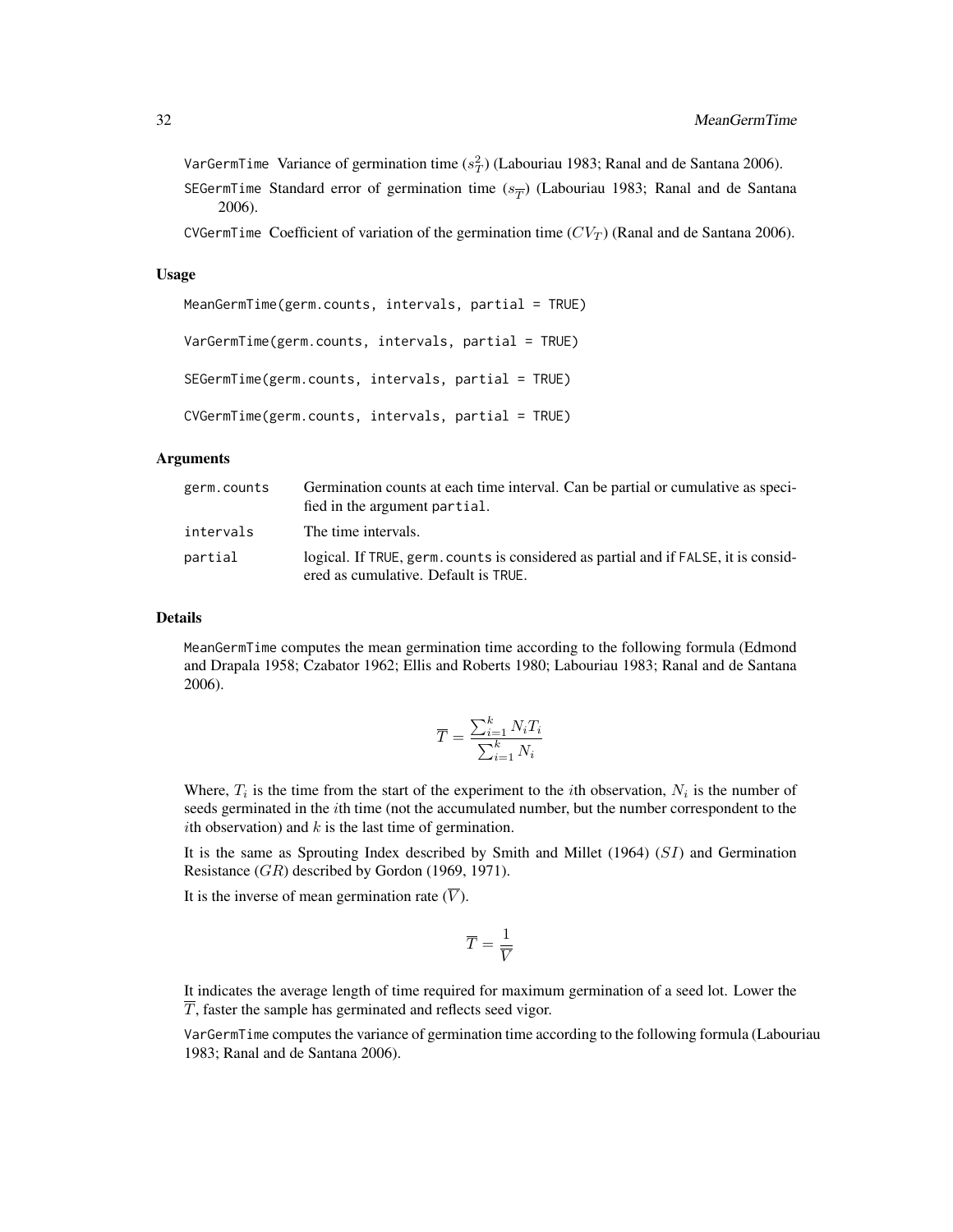VarGermTime Variance of germination time ($s_T^2$) (Labouriau 1983; Ranal and de Santana 2006).

SEGermTime Standard error of germination time ($s_{\overline{T}}$) (Labouriau 1983; Ranal and de Santana 2006).

CVGermTime Coefficient of variation of the germination time ($CV_T$) (Ranal and de Santana 2006).

### Usage

```
MeanGermTime(germ.counts, intervals, partial = TRUE)

VarGermTime(germ.counts, intervals, partial = TRUE)

SEGermTime(germ.counts, intervals, partial = TRUE)

CVGermTime(germ.counts, intervals, partial = TRUE)
```

### Arguments

| | |
|---|---|
| germ.counts | Germination counts at each time interval. Can be partial or cumulative as specified in the argument partial. |
| intervals | The time intervals. |
| partial | logical. If TRUE, germ.counts is considered as partial and if FALSE, it is considered as cumulative. Default is TRUE. |

### Details

MeanGermTime computes the mean germination time according to the following formula (Edmond and Drapala 1958; Czabator 1962; Ellis and Roberts 1980; Labouriau 1983; Ranal and de Santana 2006).

$$\overline{T} = \frac{\sum_{i=1}^{k} N_i T_i}{\sum_{i=1}^{k} N_i}$$

Where, $T_i$ is the time from the start of the experiment to the $i$th observation, $N_i$ is the number of seeds germinated in the $i$th time (not the accumulated number, but the number correspondent to the $i$th observation) and $k$ is the last time of germination.

It is the same as Sprouting Index described by Smith and Millet (1964) ($SI$) and Germination Resistance ($GR$) described by Gordon (1969, 1971).

It is the inverse of mean germination rate ($\overline{V}$).

$$\overline{T} = \frac{1}{\overline{V}}$$

It indicates the average length of time required for maximum germination of a seed lot. Lower the $\overline{T}$, faster the sample has germinated and reflects seed vigor.

VarGermTime computes the variance of germination time according to the following formula (Labouriau 1983; Ranal and de Santana 2006).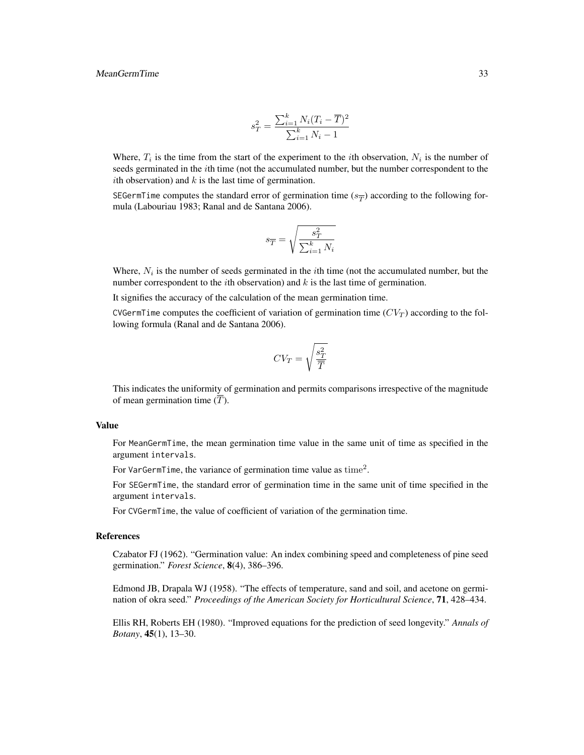$$s_T^2 = \frac{\sum_{i=1}^{k} N_i (T_i - \overline{T})^2}{\sum_{i=1}^{k} N_i - 1}$$

Where, $T_i$ is the time from the start of the experiment to the $i$th observation, $N_i$ is the number of seeds germinated in the $i$th time (not the accumulated number, but the number correspondent to the $i$th observation) and $k$ is the last time of germination.

`SEGermTime` computes the standard error of germination time ($s_{\overline{T}}$) according to the following formula (Labouriau 1983; Ranal and de Santana 2006).

$$s_{\overline{T}} = \sqrt{\frac{s_T^2}{\sum_{i=1}^{k} N_i}}$$

Where, $N_i$ is the number of seeds germinated in the $i$th time (not the accumulated number, but the number correspondent to the $i$th observation) and $k$ is the last time of germination.

It signifies the accuracy of the calculation of the mean germination time.

`CVGermTime` computes the coefficient of variation of germination time ($CV_T$) according to the following formula (Ranal and de Santana 2006).

$$CV_T = \sqrt{\frac{s_T^2}{\overline{T}}}$$

This indicates the uniformity of germination and permits comparisons irrespective of the magnitude of mean germination time ($\overline{T}$).

### Value

For `MeanGermTime`, the mean germination time value in the same unit of time as specified in the argument `intervals`.

For `VarGermTime`, the variance of germination time value as $\mathrm{time}^2$.

For `SEGermTime`, the standard error of germination time in the same unit of time specified in the argument `intervals`.

For `CVGermTime`, the value of coefficient of variation of the germination time.

### References

Czabator FJ (1962). "Germination value: An index combining speed and completeness of pine seed germination." *Forest Science*, **8**(4), 386–396.

Edmond JB, Drapala WJ (1958). "The effects of temperature, sand and soil, and acetone on germination of okra seed." *Proceedings of the American Society for Horticultural Science*, **71**, 428–434.

Ellis RH, Roberts EH (1980). "Improved equations for the prediction of seed longevity." *Annals of Botany*, **45**(1), 13–30.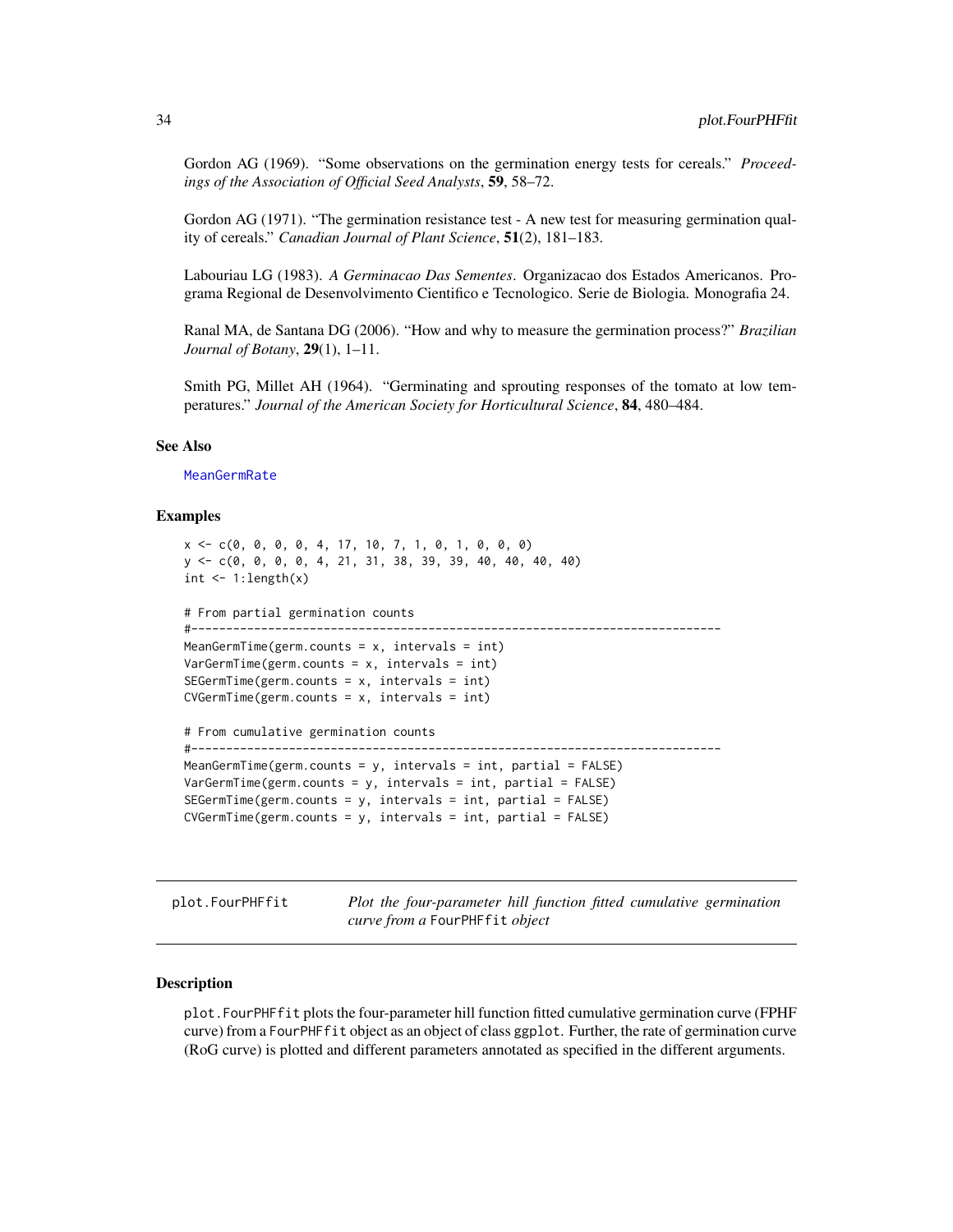Gordon AG (1969). "Some observations on the germination energy tests for cereals." *Proceedings of the Association of Official Seed Analysts*, **59**, 58–72.

Gordon AG (1971). "The germination resistance test - A new test for measuring germination quality of cereals." *Canadian Journal of Plant Science*, **51**(2), 181–183.

Labouriau LG (1983). *A Germinacao Das Sementes*. Organizacao dos Estados Americanos. Programa Regional de Desenvolvimento Cientifico e Tecnologico. Serie de Biologia. Monografia 24.

Ranal MA, de Santana DG (2006). "How and why to measure the germination process?" *Brazilian Journal of Botany*, **29**(1), 1–11.

Smith PG, Millet AH (1964). "Germinating and sprouting responses of the tomato at low temperatures." *Journal of the American Society for Horticultural Science*, **84**, 480–484.

### See Also

MeanGermRate

### Examples

```
x <- c(0, 0, 0, 0, 4, 17, 10, 7, 1, 0, 1, 0, 0, 0)
y <- c(0, 0, 0, 0, 4, 21, 31, 38, 39, 39, 40, 40, 40, 40)
int <- 1:length(x)

# From partial germination counts
#----------------------------------------------------------------------------
MeanGermTime(germ.counts = x, intervals = int)
VarGermTime(germ.counts = x, intervals = int)
SEGermTime(germ.counts = x, intervals = int)
CVGermTime(germ.counts = x, intervals = int)

# From cumulative germination counts
#----------------------------------------------------------------------------
MeanGermTime(germ.counts = y, intervals = int, partial = FALSE)
VarGermTime(germ.counts = y, intervals = int, partial = FALSE)
SEGermTime(germ.counts = y, intervals = int, partial = FALSE)
CVGermTime(germ.counts = y, intervals = int, partial = FALSE)
```

## plot.FourPHFfit — *Plot the four-parameter hill function fitted cumulative germination curve from a* FourPHFfit *object*

### Description

plot.FourPHFfit plots the four-parameter hill function fitted cumulative germination curve (FPHF curve) from a FourPHFfit object as an object of class ggplot. Further, the rate of germination curve (RoG curve) is plotted and different parameters annotated as specified in the different arguments.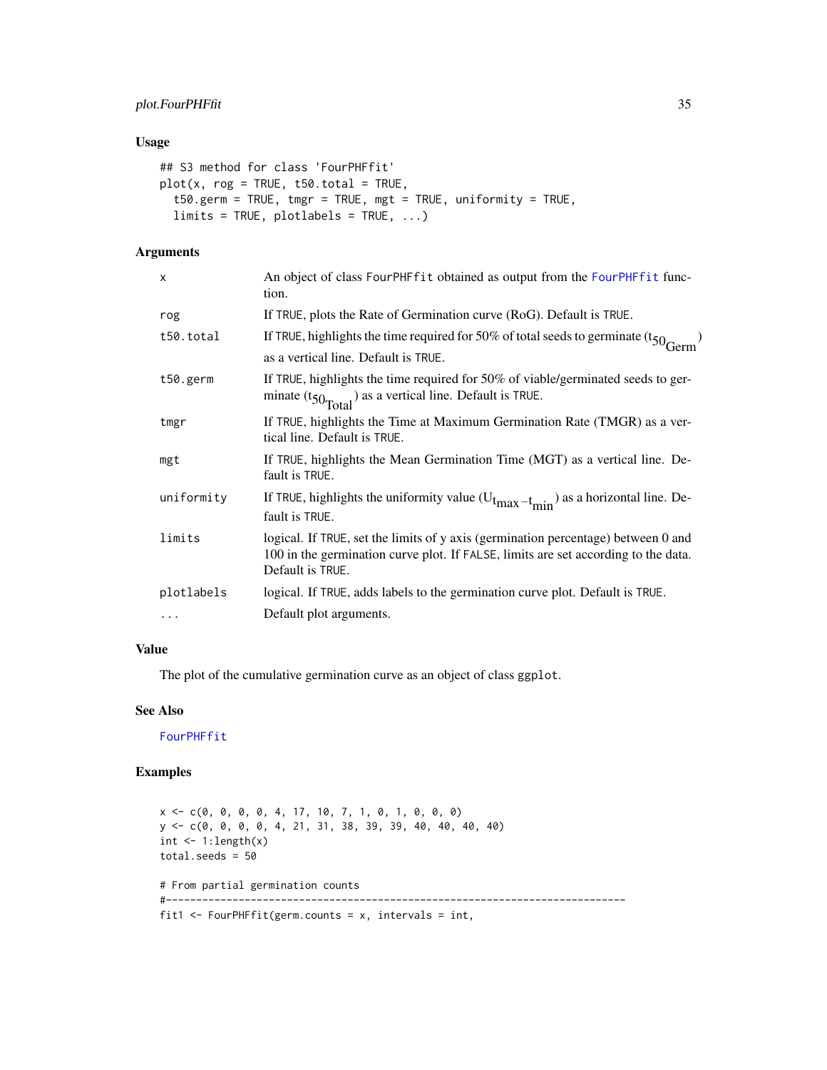## Usage

```
## S3 method for class 'FourPHFfit'
plot(x, rog = TRUE, t50.total = TRUE,
  t50.germ = TRUE, tmgr = TRUE, mgt = TRUE, uniformity = TRUE,
  limits = TRUE, plotlabels = TRUE, ...)
```

## Arguments

| | |
|---|---|
| x | An object of class FourPHFfit obtained as output from the FourPHFfit function. |
| rog | If TRUE, plots the Rate of Germination curve (RoG). Default is TRUE. |
| t50.total | If TRUE, highlights the time required for 50% of total seeds to germinate ($t_{50_{Germ}}$) as a vertical line. Default is TRUE. |
| t50.germ | If TRUE, highlights the time required for 50% of viable/germinated seeds to germinate ($t_{50_{Total}}$) as a vertical line. Default is TRUE. |
| tmgr | If TRUE, highlights the Time at Maximum Germination Rate (TMGR) as a vertical line. Default is TRUE. |
| mgt | If TRUE, highlights the Mean Germination Time (MGT) as a vertical line. Default is TRUE. |
| uniformity | If TRUE, highlights the uniformity value ($U_{t_{max}-t_{min}}$) as a horizontal line. Default is TRUE. |
| limits | logical. If TRUE, set the limits of y axis (germination percentage) between 0 and 100 in the germination curve plot. If FALSE, limits are set according to the data. Default is TRUE. |
| plotlabels | logical. If TRUE, adds labels to the germination curve plot. Default is TRUE. |
| ... | Default plot arguments. |

## Value

The plot of the cumulative germination curve as an object of class ggplot.

## See Also

FourPHFfit

## Examples

```
x <- c(0, 0, 0, 0, 4, 17, 10, 7, 1, 0, 1, 0, 0, 0)
y <- c(0, 0, 0, 0, 4, 21, 31, 38, 39, 39, 40, 40, 40, 40)
int <- 1:length(x)
total.seeds = 50

# From partial germination counts
#----------------------------------------------------------------------------
fit1 <- FourPHFfit(germ.counts = x, intervals = int,
```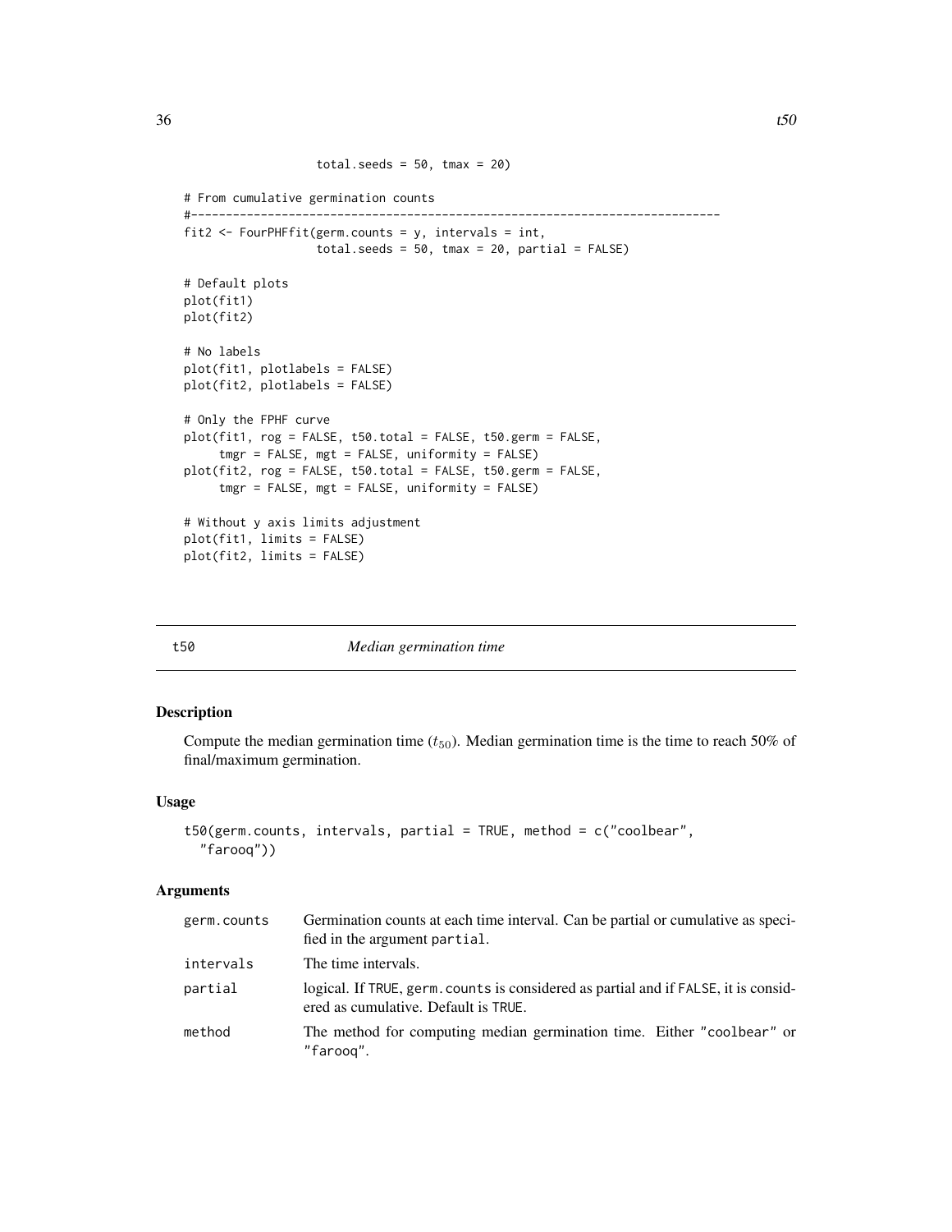```
                  total.seeds = 50, tmax = 20)

# From cumulative germination counts
#----------------------------------------------------------------------------
fit2 <- FourPHFfit(germ.counts = y, intervals = int,
                  total.seeds = 50, tmax = 20, partial = FALSE)

# Default plots
plot(fit1)
plot(fit2)

# No labels
plot(fit1, plotlabels = FALSE)
plot(fit2, plotlabels = FALSE)

# Only the FPHF curve
plot(fit1, rog = FALSE, t50.total = FALSE, t50.germ = FALSE,
     tmgr = FALSE, mgt = FALSE, uniformity = FALSE)
plot(fit2, rog = FALSE, t50.total = FALSE, t50.germ = FALSE,
     tmgr = FALSE, mgt = FALSE, uniformity = FALSE)

# Without y axis limits adjustment
plot(fit1, limits = FALSE)
plot(fit2, limits = FALSE)
```

## t50 — *Median germination time*

### Description

Compute the median germination time ($t_{50}$). Median germination time is the time to reach 50% of final/maximum germination.

### Usage

```
t50(germ.counts, intervals, partial = TRUE, method = c("coolbear",
  "farooq"))
```

### Arguments

| Argument | Description |
|---|---|
| germ.counts | Germination counts at each time interval. Can be partial or cumulative as specified in the argument partial. |
| intervals | The time intervals. |
| partial | logical. If TRUE, germ.counts is considered as partial and if FALSE, it is considered as cumulative. Default is TRUE. |
| method | The method for computing median germination time. Either "coolbear" or "farooq". |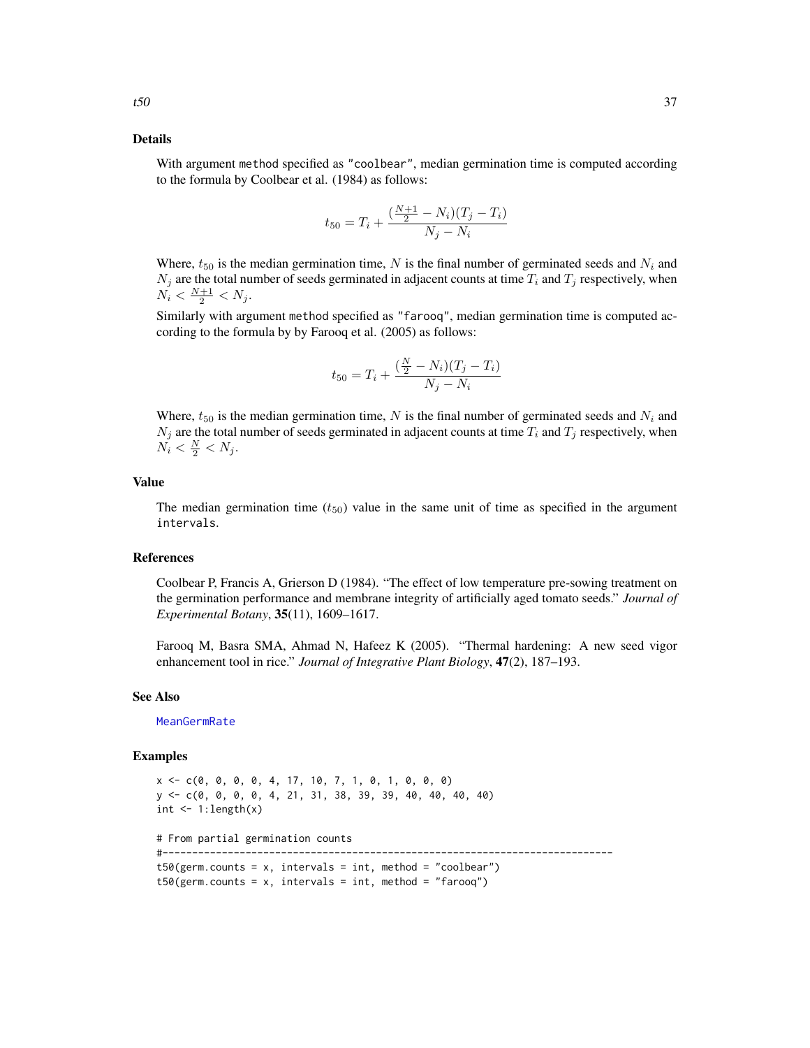## Details

With argument method specified as "coolbear", median germination time is computed according to the formula by Coolbear et al. (1984) as follows:

$$t_{50} = T_i + \frac{(\frac{N+1}{2} - N_i)(T_j - T_i)}{N_j - N_i}$$

Where, $t_{50}$ is the median germination time, $N$ is the final number of germinated seeds and $N_i$ and $N_j$ are the total number of seeds germinated in adjacent counts at time $T_i$ and $T_j$ respectively, when $N_i < \frac{N+1}{2} < N_j$.

Similarly with argument method specified as "farooq", median germination time is computed according to the formula by by Farooq et al. (2005) as follows:

$$t_{50} = T_i + \frac{(\frac{N}{2} - N_i)(T_j - T_i)}{N_j - N_i}$$

Where, $t_{50}$ is the median germination time, $N$ is the final number of germinated seeds and $N_i$ and $N_j$ are the total number of seeds germinated in adjacent counts at time $T_i$ and $T_j$ respectively, when $N_i < \frac{N}{2} < N_j$.

## Value

The median germination time ($t_{50}$) value in the same unit of time as specified in the argument intervals.

## References

Coolbear P, Francis A, Grierson D (1984). "The effect of low temperature pre-sowing treatment on the germination performance and membrane integrity of artificially aged tomato seeds." *Journal of Experimental Botany*, **35**(11), 1609–1617.

Farooq M, Basra SMA, Ahmad N, Hafeez K (2005). "Thermal hardening: A new seed vigor enhancement tool in rice." *Journal of Integrative Plant Biology*, **47**(2), 187–193.

## See Also

MeanGermRate

## Examples

```
x <- c(0, 0, 0, 0, 4, 17, 10, 7, 1, 0, 1, 0, 0, 0)
y <- c(0, 0, 0, 0, 4, 21, 31, 38, 39, 39, 40, 40, 40, 40)
int <- 1:length(x)

# From partial germination counts
#----------------------------------------------------------------------------
t50(germ.counts = x, intervals = int, method = "coolbear")
t50(germ.counts = x, intervals = int, method = "farooq")
```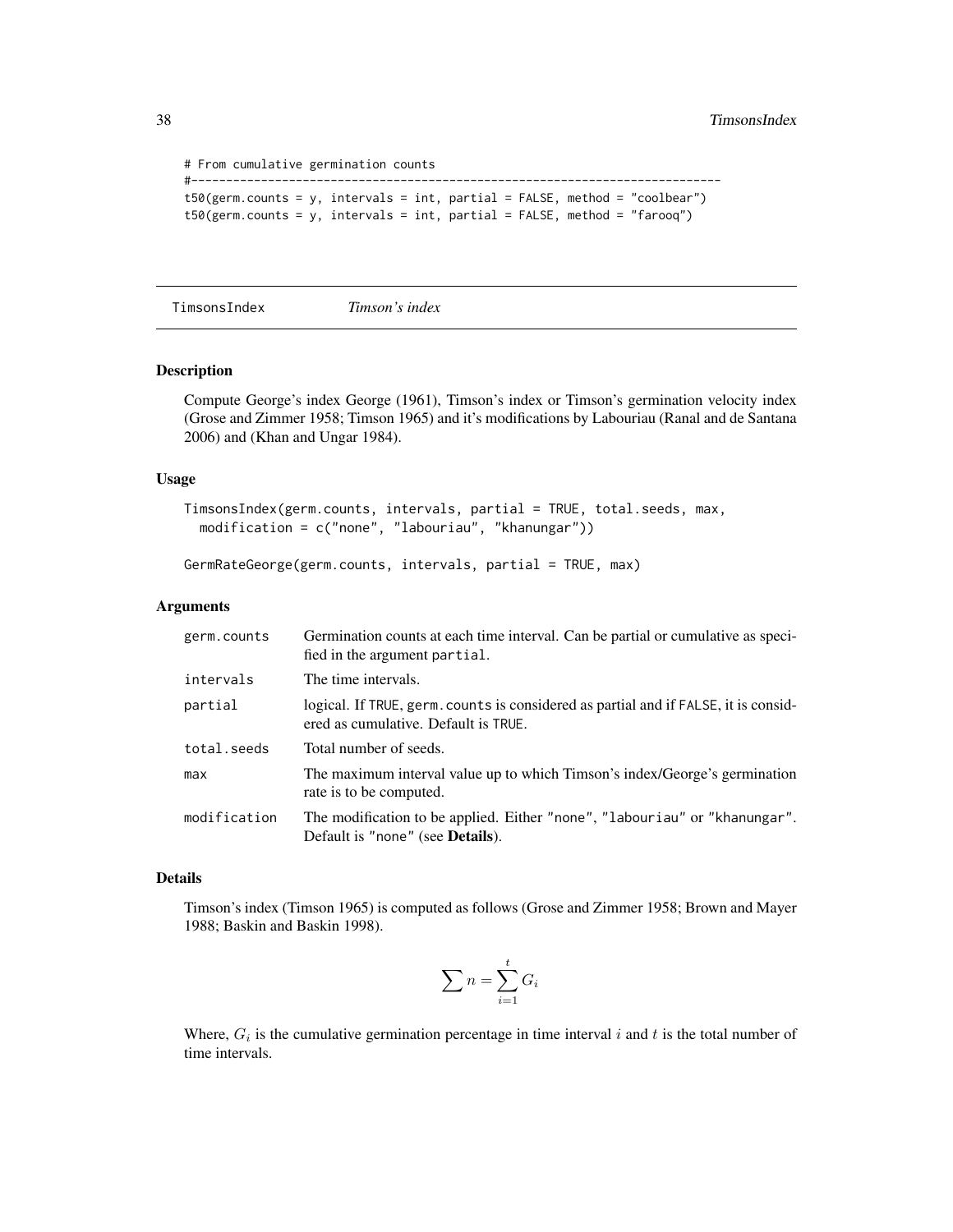```
# From cumulative germination counts
#----------------------------------------------------------------------------
t50(germ.counts = y, intervals = int, partial = FALSE, method = "coolbear")
t50(germ.counts = y, intervals = int, partial = FALSE, method = "farooq")
```

## TimsonsIndex *Timson's index*

### Description

Compute George's index George (1961), Timson's index or Timson's germination velocity index (Grose and Zimmer 1958; Timson 1965) and it's modifications by Labouriau (Ranal and de Santana 2006) and (Khan and Ungar 1984).

### Usage

```
TimsonsIndex(germ.counts, intervals, partial = TRUE, total.seeds, max,
  modification = c("none", "labouriau", "khanungar"))

GermRateGeorge(germ.counts, intervals, partial = TRUE, max)
```

### Arguments

| | |
|---|---|
| germ.counts | Germination counts at each time interval. Can be partial or cumulative as specified in the argument partial. |
| intervals | The time intervals. |
| partial | logical. If TRUE, germ.counts is considered as partial and if FALSE, it is considered as cumulative. Default is TRUE. |
| total.seeds | Total number of seeds. |
| max | The maximum interval value up to which Timson's index/George's germination rate is to be computed. |
| modification | The modification to be applied. Either "none", "labouriau" or "khanungar". Default is "none" (see **Details**). |

### Details

Timson's index (Timson 1965) is computed as follows (Grose and Zimmer 1958; Brown and Mayer 1988; Baskin and Baskin 1998).

$$\sum n = \sum_{i=1}^{t} G_i$$

Where, $G_i$ is the cumulative germination percentage in time interval $i$ and $t$ is the total number of time intervals.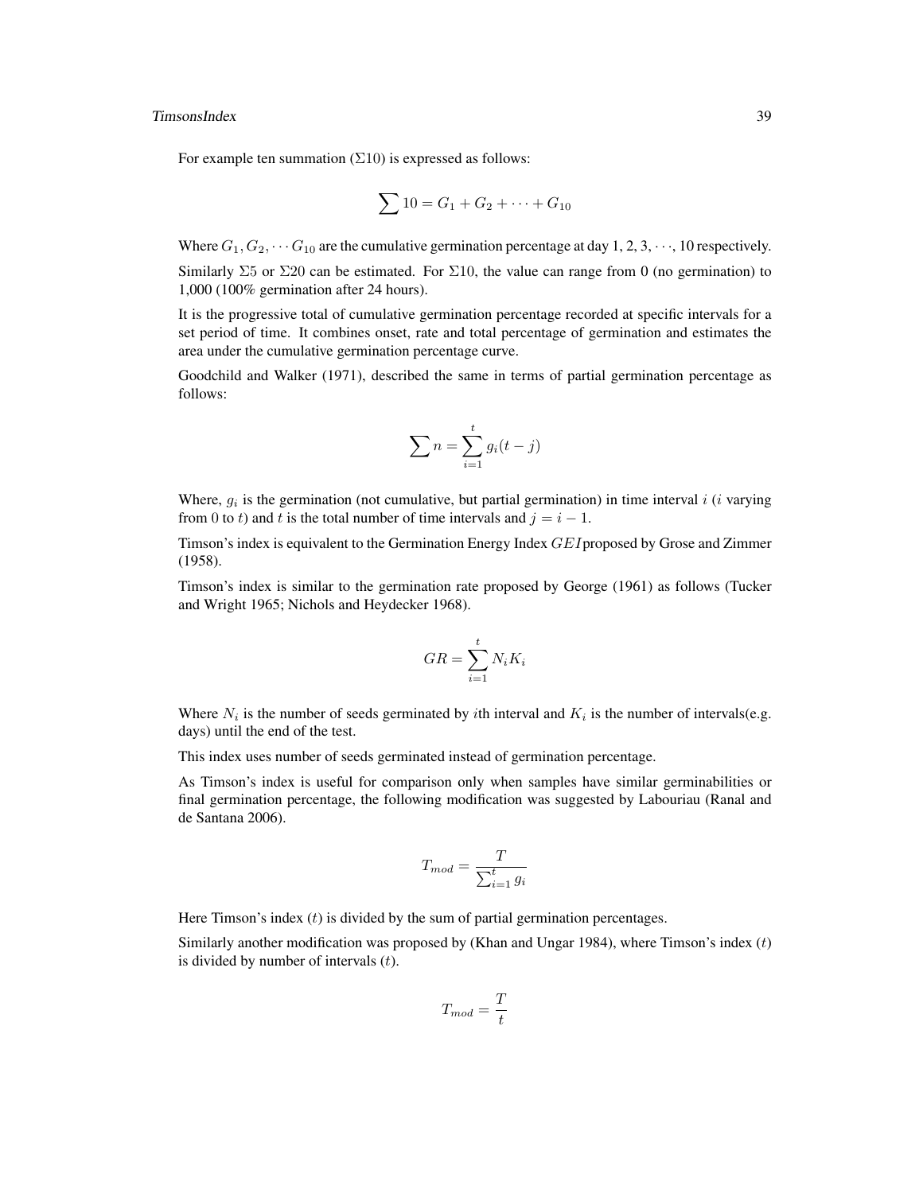For example ten summation ($\Sigma 10$) is expressed as follows:

$$\sum 10 = G_1 + G_2 + \cdots + G_{10}$$

Where $G_1, G_2, \cdots G_{10}$ are the cumulative germination percentage at day 1, 2, 3, $\cdots$, 10 respectively.

Similarly $\Sigma 5$ or $\Sigma 20$ can be estimated. For $\Sigma 10$, the value can range from 0 (no germination) to 1,000 (100% germination after 24 hours).

It is the progressive total of cumulative germination percentage recorded at specific intervals for a set period of time. It combines onset, rate and total percentage of germination and estimates the area under the cumulative germination percentage curve.

Goodchild and Walker (1971), described the same in terms of partial germination percentage as follows:

$$\sum n = \sum_{i=1}^{t} g_i(t - j)$$

Where, $g_i$ is the germination (not cumulative, but partial germination) in time interval $i$ ($i$ varying from 0 to $t$) and $t$ is the total number of time intervals and $j = i - 1$.

Timson's index is equivalent to the Germination Energy Index $GEI$ proposed by Grose and Zimmer (1958).

Timson's index is similar to the germination rate proposed by George (1961) as follows (Tucker and Wright 1965; Nichols and Heydecker 1968).

$$GR = \sum_{i=1}^{t} N_i K_i$$

Where $N_i$ is the number of seeds germinated by $i$th interval and $K_i$ is the number of intervals(e.g. days) until the end of the test.

This index uses number of seeds germinated instead of germination percentage.

As Timson's index is useful for comparison only when samples have similar germinabilities or final germination percentage, the following modification was suggested by Labouriau (Ranal and de Santana 2006).

$$T_{mod} = \frac{T}{\sum_{i=1}^{t} g_i}$$

Here Timson's index ($t$) is divided by the sum of partial germination percentages.

Similarly another modification was proposed by (Khan and Ungar 1984), where Timson's index ($t$) is divided by number of intervals ($t$).

$$T_{mod} = \frac{T}{t}$$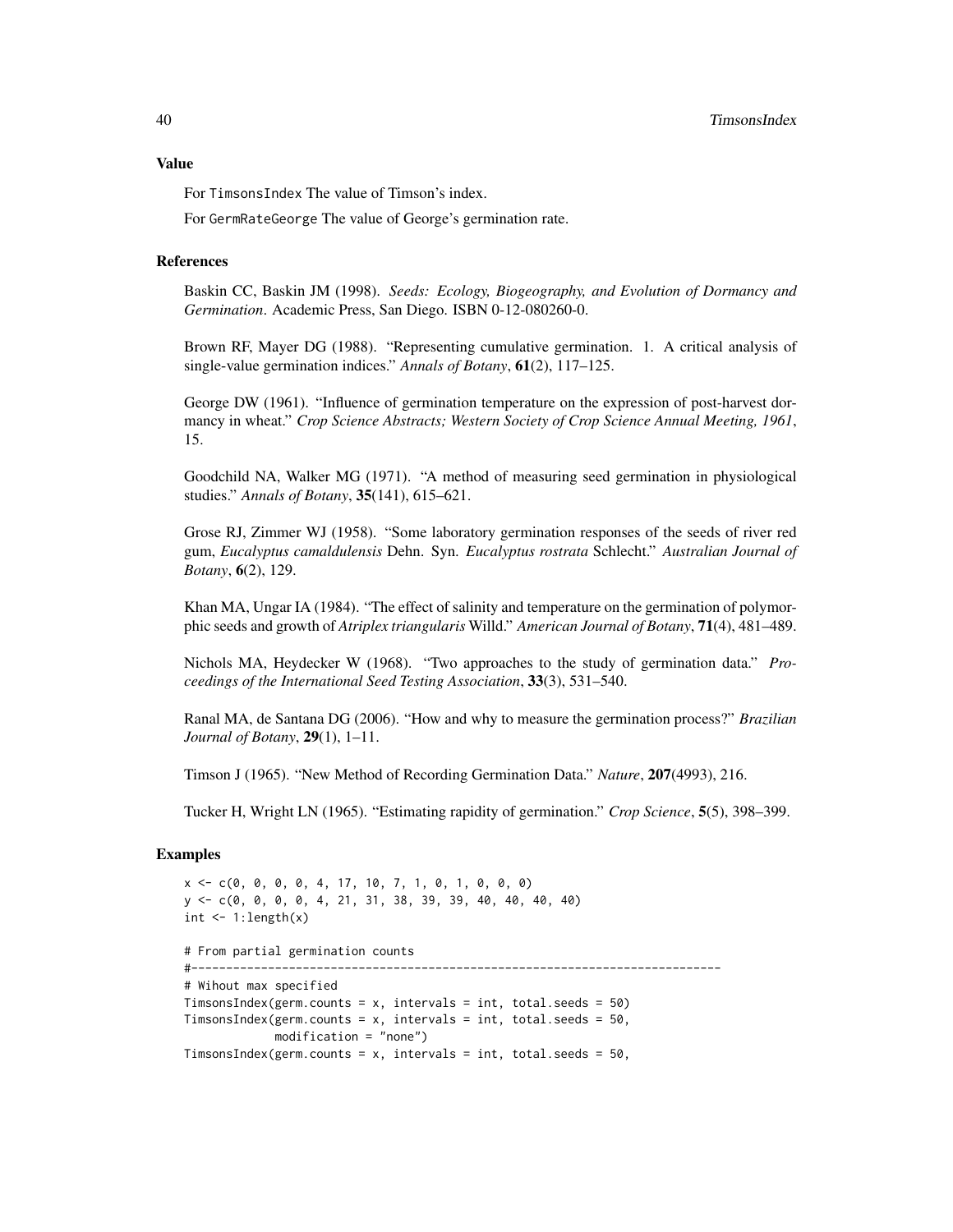## Value

For TimsonsIndex The value of Timson's index.

For GermRateGeorge The value of George's germination rate.

## References

Baskin CC, Baskin JM (1998). *Seeds: Ecology, Biogeography, and Evolution of Dormancy and Germination*. Academic Press, San Diego. ISBN 0-12-080260-0.

Brown RF, Mayer DG (1988). "Representing cumulative germination. 1. A critical analysis of single-value germination indices." *Annals of Botany*, **61**(2), 117–125.

George DW (1961). "Influence of germination temperature on the expression of post-harvest dormancy in wheat." *Crop Science Abstracts; Western Society of Crop Science Annual Meeting, 1961*, 15.

Goodchild NA, Walker MG (1971). "A method of measuring seed germination in physiological studies." *Annals of Botany*, **35**(141), 615–621.

Grose RJ, Zimmer WJ (1958). "Some laboratory germination responses of the seeds of river red gum, *Eucalyptus camaldulensis* Dehn. Syn. *Eucalyptus rostrata* Schlecht." *Australian Journal of Botany*, **6**(2), 129.

Khan MA, Ungar IA (1984). "The effect of salinity and temperature on the germination of polymorphic seeds and growth of *Atriplex triangularis* Willd." *American Journal of Botany*, **71**(4), 481–489.

Nichols MA, Heydecker W (1968). "Two approaches to the study of germination data." *Proceedings of the International Seed Testing Association*, **33**(3), 531–540.

Ranal MA, de Santana DG (2006). "How and why to measure the germination process?" *Brazilian Journal of Botany*, **29**(1), 1–11.

Timson J (1965). "New Method of Recording Germination Data." *Nature*, **207**(4993), 216.

Tucker H, Wright LN (1965). "Estimating rapidity of germination." *Crop Science*, **5**(5), 398–399.

## Examples

```
x <- c(0, 0, 0, 0, 4, 17, 10, 7, 1, 0, 1, 0, 0, 0)
y <- c(0, 0, 0, 0, 4, 21, 31, 38, 39, 39, 40, 40, 40, 40)
int <- 1:length(x)

# From partial germination counts
#----------------------------------------------------------------------------
# Wihout max specified
TimsonsIndex(germ.counts = x, intervals = int, total.seeds = 50)
TimsonsIndex(germ.counts = x, intervals = int, total.seeds = 50,
             modification = "none")
TimsonsIndex(germ.counts = x, intervals = int, total.seeds = 50,
```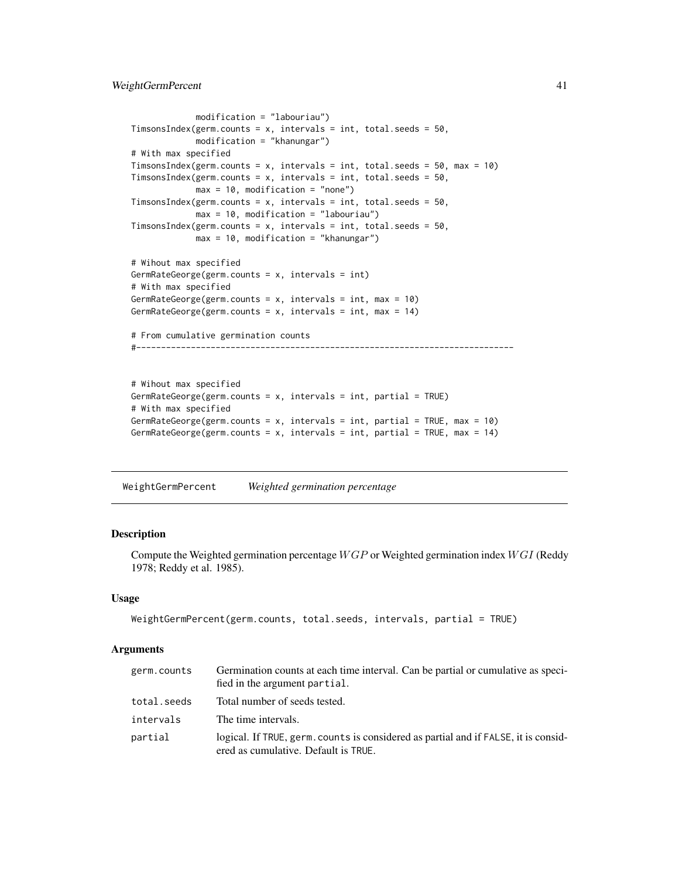```
             modification = "labouriau")
TimsonsIndex(germ.counts = x, intervals = int, total.seeds = 50,
             modification = "khanungar")
# With max specified
TimsonsIndex(germ.counts = x, intervals = int, total.seeds = 50, max = 10)
TimsonsIndex(germ.counts = x, intervals = int, total.seeds = 50,
             max = 10, modification = "none")
TimsonsIndex(germ.counts = x, intervals = int, total.seeds = 50,
             max = 10, modification = "labouriau")
TimsonsIndex(germ.counts = x, intervals = int, total.seeds = 50,
             max = 10, modification = "khanungar")

# Wihout max specified
GermRateGeorge(germ.counts = x, intervals = int)
# With max specified
GermRateGeorge(germ.counts = x, intervals = int, max = 10)
GermRateGeorge(germ.counts = x, intervals = int, max = 14)

# From cumulative germination counts
#----------------------------------------------------------------------------


# Wihout max specified
GermRateGeorge(germ.counts = x, intervals = int, partial = TRUE)
# With max specified
GermRateGeorge(germ.counts = x, intervals = int, partial = TRUE, max = 10)
GermRateGeorge(germ.counts = x, intervals = int, partial = TRUE, max = 14)
```

## WeightGermPercent    *Weighted germination percentage*

### Description

Compute the Weighted germination percentage $WGP$ or Weighted germination index $WGI$ (Reddy 1978; Reddy et al. 1985).

### Usage

```
WeightGermPercent(germ.counts, total.seeds, intervals, partial = TRUE)
```

### Arguments

| | |
|---|---|
| germ.counts | Germination counts at each time interval. Can be partial or cumulative as specified in the argument partial. |
| total.seeds | Total number of seeds tested. |
| intervals | The time intervals. |
| partial | logical. If TRUE, germ.counts is considered as partial and if FALSE, it is considered as cumulative. Default is TRUE. |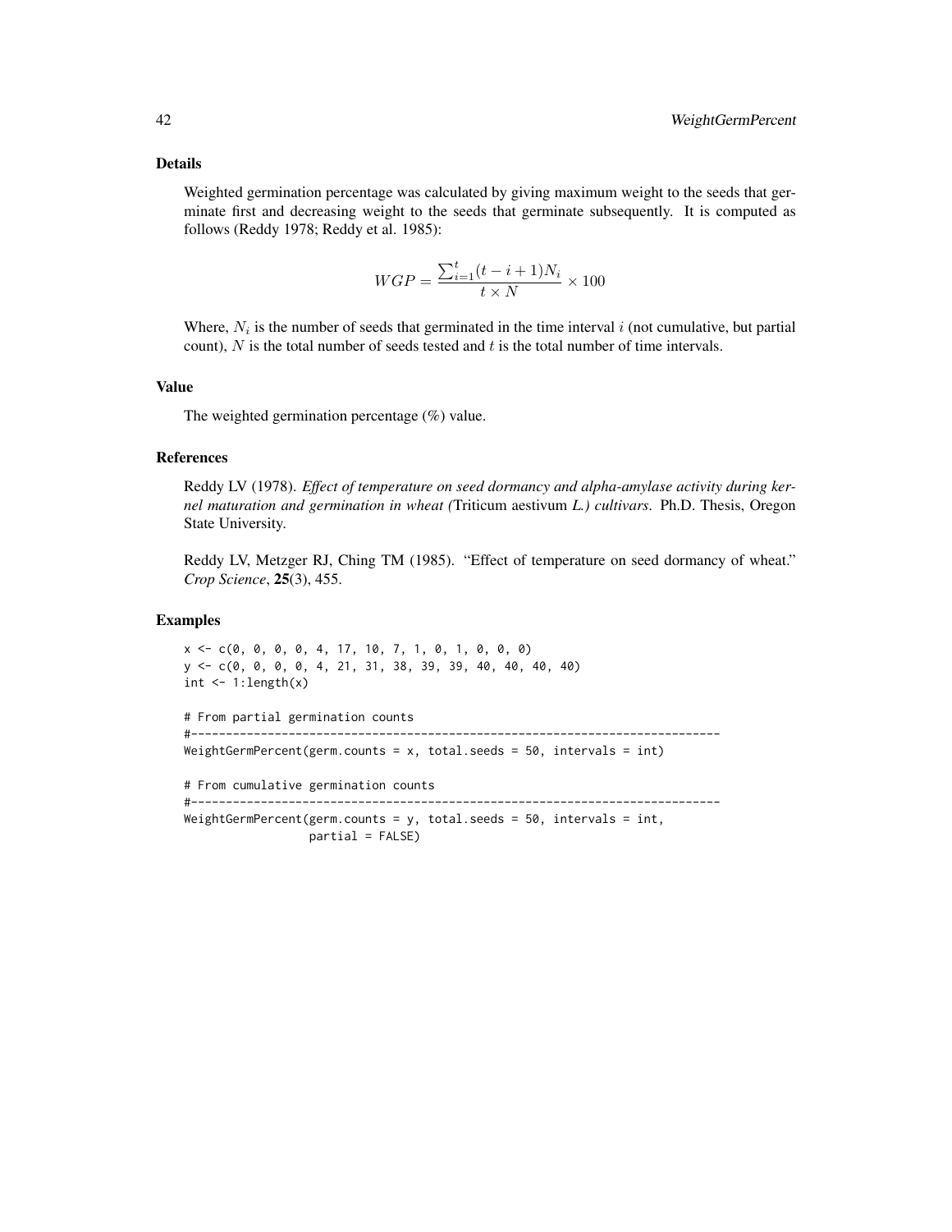## Details

Weighted germination percentage was calculated by giving maximum weight to the seeds that germinate first and decreasing weight to the seeds that germinate subsequently. It is computed as follows (Reddy 1978; Reddy et al. 1985):

$$WGP = \frac{\sum_{i=1}^{t}(t-i+1)N_i}{t \times N} \times 100$$

Where, $N_i$ is the number of seeds that germinated in the time interval $i$ (not cumulative, but partial count), $N$ is the total number of seeds tested and $t$ is the total number of time intervals.

## Value

The weighted germination percentage (%) value.

## References

Reddy LV (1978). *Effect of temperature on seed dormancy and alpha-amylase activity during kernel maturation and germination in wheat (*Triticum aestivum *L.) cultivars*. Ph.D. Thesis, Oregon State University.

Reddy LV, Metzger RJ, Ching TM (1985). "Effect of temperature on seed dormancy of wheat." *Crop Science*, **25**(3), 455.

## Examples

```
x <- c(0, 0, 0, 0, 4, 17, 10, 7, 1, 0, 1, 0, 0, 0)
y <- c(0, 0, 0, 0, 4, 21, 31, 38, 39, 39, 40, 40, 40, 40)
int <- 1:length(x)

# From partial germination counts
#----------------------------------------------------------------------------
WeightGermPercent(germ.counts = x, total.seeds = 50, intervals = int)

# From cumulative germination counts
#----------------------------------------------------------------------------
WeightGermPercent(germ.counts = y, total.seeds = 50, intervals = int,
                  partial = FALSE)
```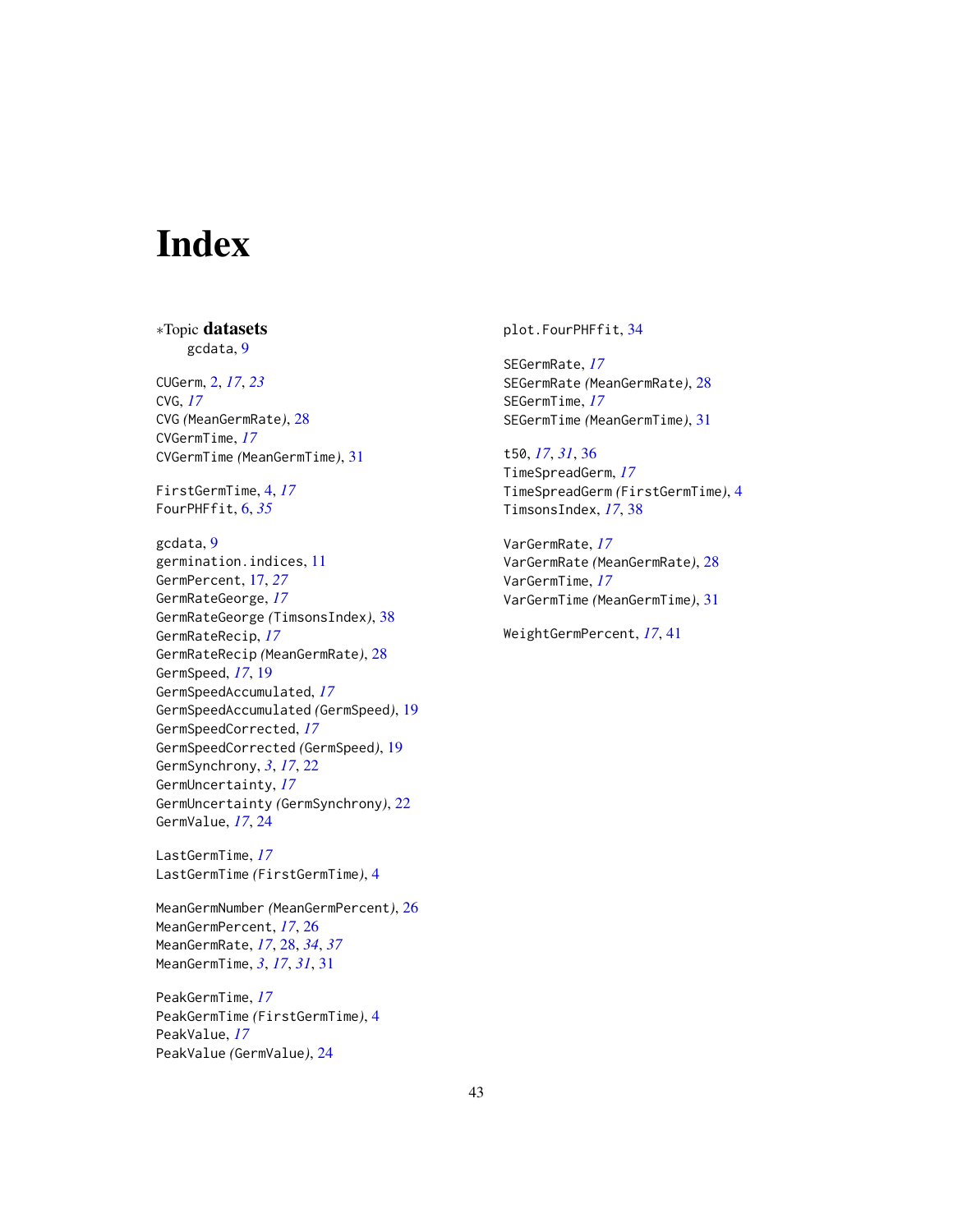# Index

*Topic **datasets**
  gcdata, 9

CUGerm, 2, *17*, *23*
CVG, *17*
CVG *(*MeanGermRate*)*, 28
CVGermTime, *17*
CVGermTime *(*MeanGermTime*)*, 31

FirstGermTime, 4, *17*
FourPHFfit, 6, *35*

gcdata, 9
germination.indices, 11
GermPercent, 17, *27*
GermRateGeorge, *17*
GermRateGeorge *(*TimsonsIndex*)*, 38
GermRateRecip, *17*
GermRateRecip *(*MeanGermRate*)*, 28
GermSpeed, *17*, 19
GermSpeedAccumulated, *17*
GermSpeedAccumulated *(*GermSpeed*)*, 19
GermSpeedCorrected, *17*
GermSpeedCorrected *(*GermSpeed*)*, 19
GermSynchrony, *3*, *17*, 22
GermUncertainty, *17*
GermUncertainty *(*GermSynchrony*)*, 22
GermValue, *17*, 24

LastGermTime, *17*
LastGermTime *(*FirstGermTime*)*, 4

MeanGermNumber *(*MeanGermPercent*)*, 26
MeanGermPercent, *17*, 26
MeanGermRate, *17*, 28, *34*, *37*
MeanGermTime, *3*, *17*, *31*, 31

PeakGermTime, *17*
PeakGermTime *(*FirstGermTime*)*, 4
PeakValue, *17*
PeakValue *(*GermValue*)*, 24

plot.FourPHFfit, 34

SEGermRate, *17*
SEGermRate *(*MeanGermRate*)*, 28
SEGermTime, *17*
SEGermTime *(*MeanGermTime*)*, 31

t50, *17*, *31*, 36
TimeSpreadGerm, *17*
TimeSpreadGerm *(*FirstGermTime*)*, 4
TimsonsIndex, *17*, 38

VarGermRate, *17*
VarGermRate *(*MeanGermRate*)*, 28
VarGermTime, *17*
VarGermTime *(*MeanGermTime*)*, 31

WeightGermPercent, *17*, 41